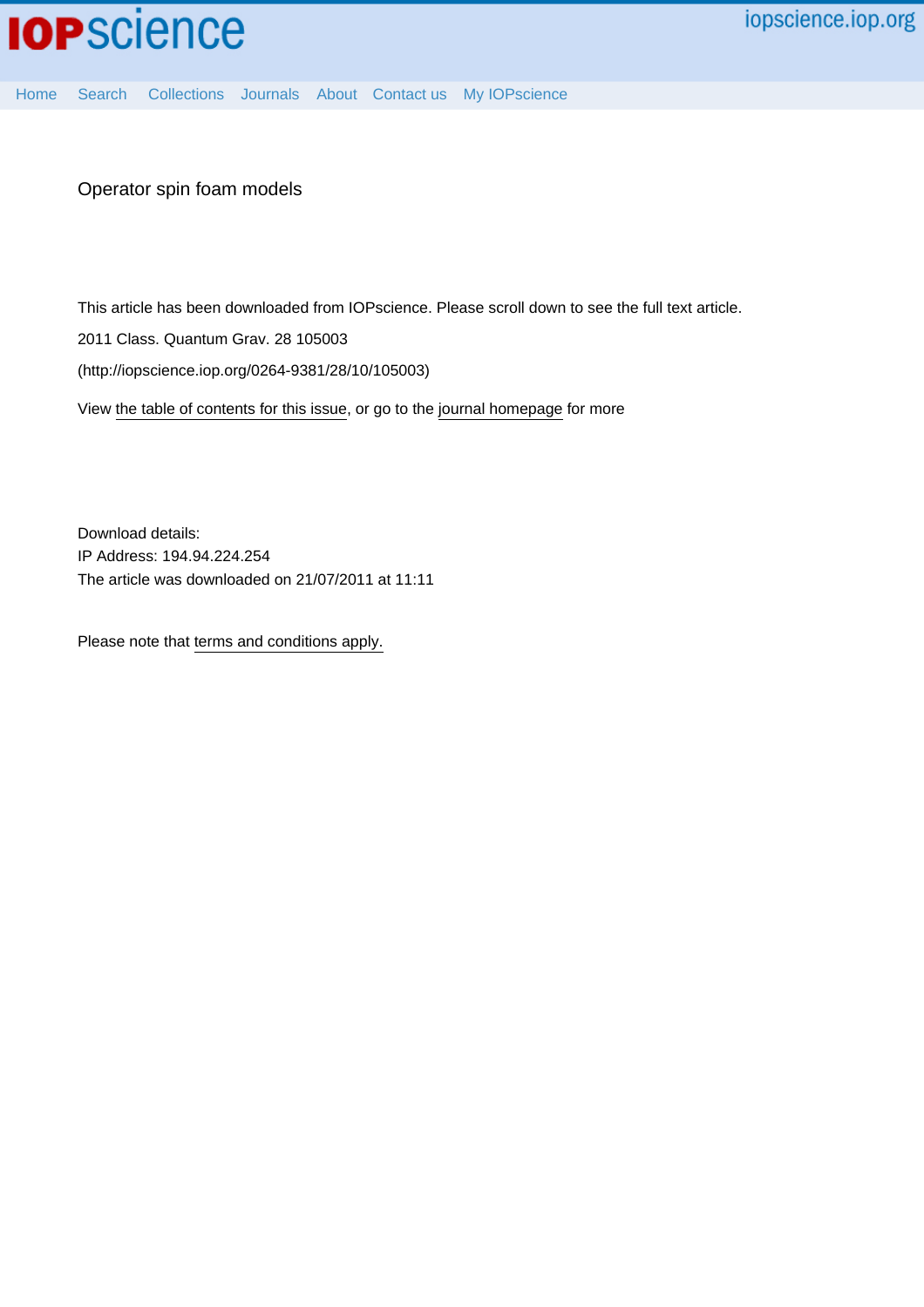Operator spin foam models

This article has been downloaded from IOPscience. Please scroll down to see the full text article.

2011 Class. Quantum Grav. 28 105003

(http://iopscience.iop.org/0264-9381/28/10/105003)

View the table of contents for this issue, or go to the journal homepage for more

Download details:
IP Address: 194.94.224.254
The article was downloaded on 21/07/2011 at 11:11

Please note that terms and conditions apply.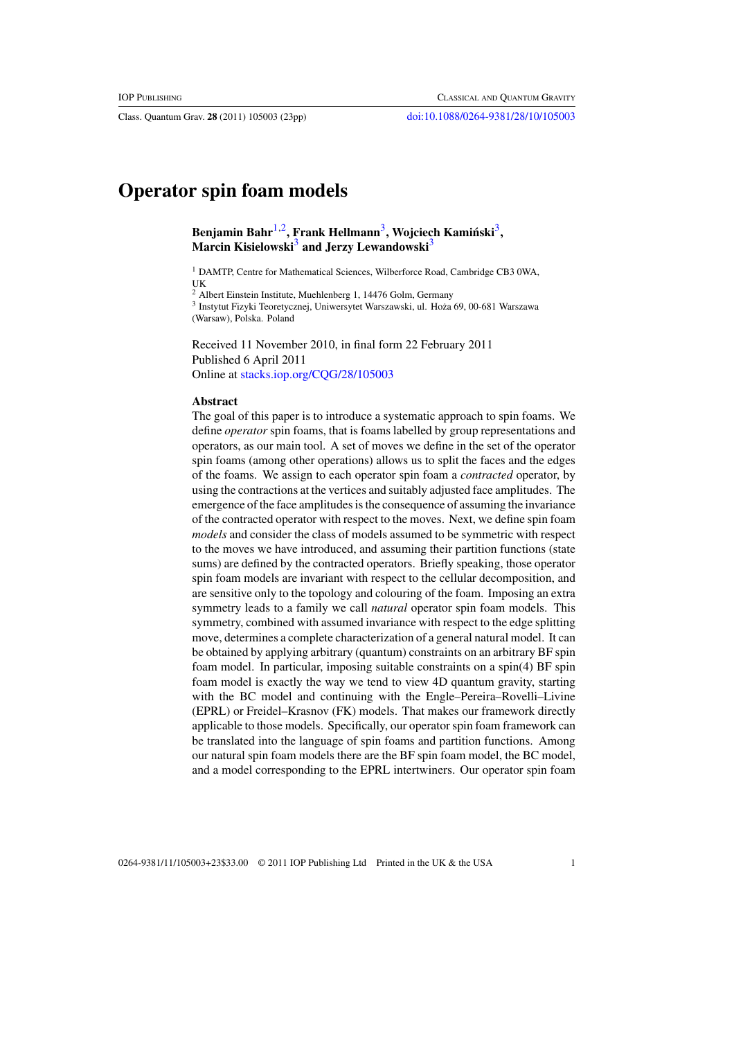# Operator spin foam models

**Benjamin Bahr**[1,2], **Frank Hellmann**[3], **Wojciech Kamiński**[3], **Marcin Kisielowski**[3] **and Jerzy Lewandowski**[3]

[1] DAMTP, Centre for Mathematical Sciences, Wilberforce Road, Cambridge CB3 0WA, UK

[2] Albert Einstein Institute, Muehlenberg 1, 14476 Golm, Germany

[3] Instytut Fizyki Teoretycznej, Uniwersytet Warszawski, ul. Hoża 69, 00-681 Warszawa (Warsaw), Polska. Poland

Received 11 November 2010, in final form 22 February 2011
Published 6 April 2011
Online at stacks.iop.org/CQG/28/105003

## Abstract

The goal of this paper is to introduce a systematic approach to spin foams. We define *operator* spin foams, that is foams labelled by group representations and operators, as our main tool. A set of moves we define in the set of the operator spin foams (among other operations) allows us to split the faces and the edges of the foams. We assign to each operator spin foam a *contracted* operator, by using the contractions at the vertices and suitably adjusted face amplitudes. The emergence of the face amplitudes is the consequence of assuming the invariance of the contracted operator with respect to the moves. Next, we define spin foam *models* and consider the class of models assumed to be symmetric with respect to the moves we have introduced, and assuming their partition functions (state sums) are defined by the contracted operators. Briefly speaking, those operator spin foam models are invariant with respect to the cellular decomposition, and are sensitive only to the topology and colouring of the foam. Imposing an extra symmetry leads to a family we call *natural* operator spin foam models. This symmetry, combined with assumed invariance with respect to the edge splitting move, determines a complete characterization of a general natural model. It can be obtained by applying arbitrary (quantum) constraints on an arbitrary BF spin foam model. In particular, imposing suitable constraints on a spin(4) BF spin foam model is exactly the way we tend to view 4D quantum gravity, starting with the BC model and continuing with the Engle–Pereira–Rovelli–Livine (EPRL) or Freidel–Krasnov (FK) models. That makes our framework directly applicable to those models. Specifically, our operator spin foam framework can be translated into the language of spin foams and partition functions. Among our natural spin foam models there are the BF spin foam model, the BC model, and a model corresponding to the EPRL intertwiners. Our operator spin foam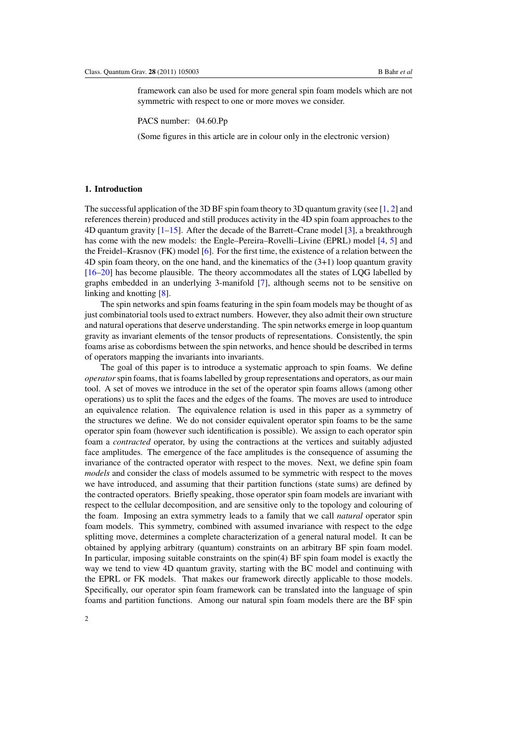framework can also be used for more general spin foam models which are not symmetric with respect to one or more moves we consider.

PACS number: 04.60.Pp

(Some figures in this article are in colour only in the electronic version)

## 1. Introduction

The successful application of the 3D BF spin foam theory to 3D quantum gravity (see [1, 2] and references therein) produced and still produces activity in the 4D spin foam approaches to the 4D quantum gravity [1–15]. After the decade of the Barrett–Crane model [3], a breakthrough has come with the new models: the Engle–Pereira–Rovelli–Livine (EPRL) model [4, 5] and the Freidel–Krasnov (FK) model [6]. For the first time, the existence of a relation between the 4D spin foam theory, on the one hand, and the kinematics of the (3+1) loop quantum gravity [16–20] has become plausible. The theory accommodates all the states of LQG labelled by graphs embedded in an underlying 3-manifold [7], although seems not to be sensitive on linking and knotting [8].

The spin networks and spin foams featuring in the spin foam models may be thought of as just combinatorial tools used to extract numbers. However, they also admit their own structure and natural operations that deserve understanding. The spin networks emerge in loop quantum gravity as invariant elements of the tensor products of representations. Consistently, the spin foams arise as cobordisms between the spin networks, and hence should be described in terms of operators mapping the invariants into invariants.

The goal of this paper is to introduce a systematic approach to spin foams. We define *operator* spin foams, that is foams labelled by group representations and operators, as our main tool. A set of moves we introduce in the set of the operator spin foams allows (among other operations) us to split the faces and the edges of the foams. The moves are used to introduce an equivalence relation. The equivalence relation is used in this paper as a symmetry of the structures we define. We do not consider equivalent operator spin foams to be the same operator spin foam (however such identification is possible). We assign to each operator spin foam a *contracted* operator, by using the contractions at the vertices and suitably adjusted face amplitudes. The emergence of the face amplitudes is the consequence of assuming the invariance of the contracted operator with respect to the moves. Next, we define spin foam *models* and consider the class of models assumed to be symmetric with respect to the moves we have introduced, and assuming that their partition functions (state sums) are defined by the contracted operators. Briefly speaking, those operator spin foam models are invariant with respect to the cellular decomposition, and are sensitive only to the topology and colouring of the foam. Imposing an extra symmetry leads to a family that we call *natural* operator spin foam models. This symmetry, combined with assumed invariance with respect to the edge splitting move, determines a complete characterization of a general natural model. It can be obtained by applying arbitrary (quantum) constraints on an arbitrary BF spin foam model. In particular, imposing suitable constraints on the spin(4) BF spin foam model is exactly the way we tend to view 4D quantum gravity, starting with the BC model and continuing with the EPRL or FK models. That makes our framework directly applicable to those models. Specifically, our operator spin foam framework can be translated into the language of spin foams and partition functions. Among our natural spin foam models there are the BF spin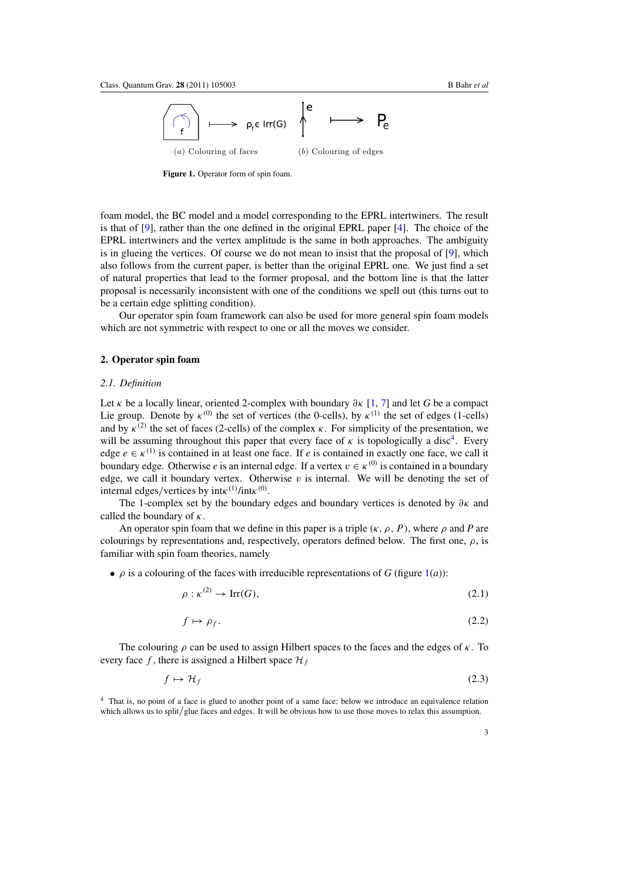(a) Colouring of faces (b) Colouring of edges

**Figure 1.** Operator form of spin foam.

foam model, the BC model and a model corresponding to the EPRL intertwiners. The result is that of [9], rather than the one defined in the original EPRL paper [4]. The choice of the EPRL intertwiners and the vertex amplitude is the same in both approaches. The ambiguity is in glueing the vertices. Of course we do not mean to insist that the proposal of [9], which also follows from the current paper, is better than the original EPRL one. We just find a set of natural properties that lead to the former proposal, and the bottom line is that the latter proposal is necessarily inconsistent with one of the conditions we spell out (this turns out to be a certain edge splitting condition).

Our operator spin foam framework can also be used for more general spin foam models which are not symmetric with respect to one or all the moves we consider.

## 2. Operator spin foam

### 2.1. Definition

Let $\kappa$ be a locally linear, oriented 2-complex with boundary $\partial\kappa$ [1, 7] and let $G$ be a compact Lie group. Denote by $\kappa^{(0)}$ the set of vertices (the 0-cells), by $\kappa^{(1)}$ the set of edges (1-cells) and by $\kappa^{(2)}$ the set of faces (2-cells) of the complex $\kappa$. For simplicity of the presentation, we will be assuming throughout this paper that every face of $\kappa$ is topologically a disc[4]. Every edge $e \in \kappa^{(1)}$ is contained in at least one face. If $e$ is contained in exactly one face, we call it boundary edge. Otherwise $e$ is an internal edge. If a vertex $v \in \kappa^{(0)}$ is contained in a boundary edge, we call it boundary vertex. Otherwise $v$ is internal. We will be denoting the set of internal edges/vertices by $\mathrm{int}\kappa^{(1)}/\mathrm{int}\kappa^{(0)}$.

The 1-complex set by the boundary edges and boundary vertices is denoted by $\partial\kappa$ and called the boundary of $\kappa$.

An operator spin foam that we define in this paper is a triple $(\kappa, \rho, P)$, where $\rho$ and $P$ are colourings by representations and, respectively, operators defined below. The first one, $\rho$, is familiar with spin foam theories, namely

- $\rho$ is a colouring of the faces with irreducible representations of $G$ (figure 1(*a*)):

$$\rho : \kappa^{(2)} \to \mathrm{Irr}(G), \tag{2.1}$$

$$f \mapsto \rho_f. \tag{2.2}$$

The colouring $\rho$ can be used to assign Hilbert spaces to the faces and the edges of $\kappa$. To every face $f$, there is assigned a Hilbert space $\mathcal{H}_f$

$$f \mapsto \mathcal{H}_f \tag{2.3}$$

[4] That is, no point of a face is glued to another point of a same face; below we introduce an equivalence relation which allows us to split/glue faces and edges. It will be obvious how to use those moves to relax this assumption.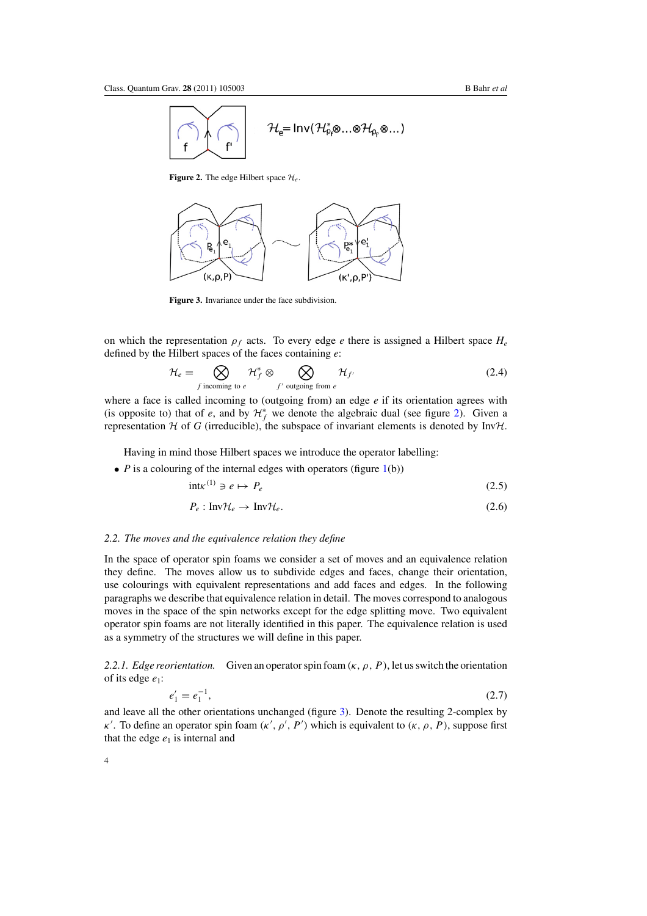$\mathcal{H}_e = \text{Inv}(\mathcal{H}^*_{\rho_f} \otimes \ldots \otimes \mathcal{H}_{\rho_{f'}} \otimes \ldots)$

**Figure 2.** The edge Hilbert space $\mathcal{H}_e$.

**Figure 3.** Invariance under the face subdivision.

on which the representation $\rho_f$ acts. To every edge $e$ there is assigned a Hilbert space $H_e$ defined by the Hilbert spaces of the faces containing $e$:

$$\mathcal{H}_e = \bigotimes_{f \text{ incoming to } e} \mathcal{H}^*_f \otimes \bigotimes_{f' \text{ outgoing from } e} \mathcal{H}_{f'} \tag{2.4}$$

where a face is called incoming to (outgoing from) an edge $e$ if its orientation agrees with (is opposite to) that of $e$, and by $\mathcal{H}^*_f$ we denote the algebraic dual (see figure 2). Given a representation $\mathcal{H}$ of $G$ (irreducible), the subspace of invariant elements is denoted by $\text{Inv}\mathcal{H}$.

Having in mind those Hilbert spaces we introduce the operator labelling:

- $P$ is a colouring of the internal edges with operators (figure 1(b))

$$\text{int}\kappa^{(1)} \ni e \mapsto P_e \tag{2.5}$$

$$P_e : \text{Inv}\mathcal{H}_e \to \text{Inv}\mathcal{H}_e. \tag{2.6}$$

### *2.2. The moves and the equivalence relation they define*

In the space of operator spin foams we consider a set of moves and an equivalence relation they define. The moves allow us to subdivide edges and faces, change their orientation, use colourings with equivalent representations and add faces and edges. In the following paragraphs we describe that equivalence relation in detail. The moves correspond to analogous moves in the space of the spin networks except for the edge splitting move. Two equivalent operator spin foams are not literally identified in this paper. The equivalence relation is used as a symmetry of the structures we will define in this paper.

*2.2.1. Edge reorientation.* Given an operator spin foam $(\kappa, \rho, P)$, let us switch the orientation of its edge $e_1$:

$$e'_1 = e_1^{-1}, \tag{2.7}$$

and leave all the other orientations unchanged (figure 3). Denote the resulting 2-complex by $\kappa'$. To define an operator spin foam $(\kappa', \rho', P')$ which is equivalent to $(\kappa, \rho, P)$, suppose first that the edge $e_1$ is internal and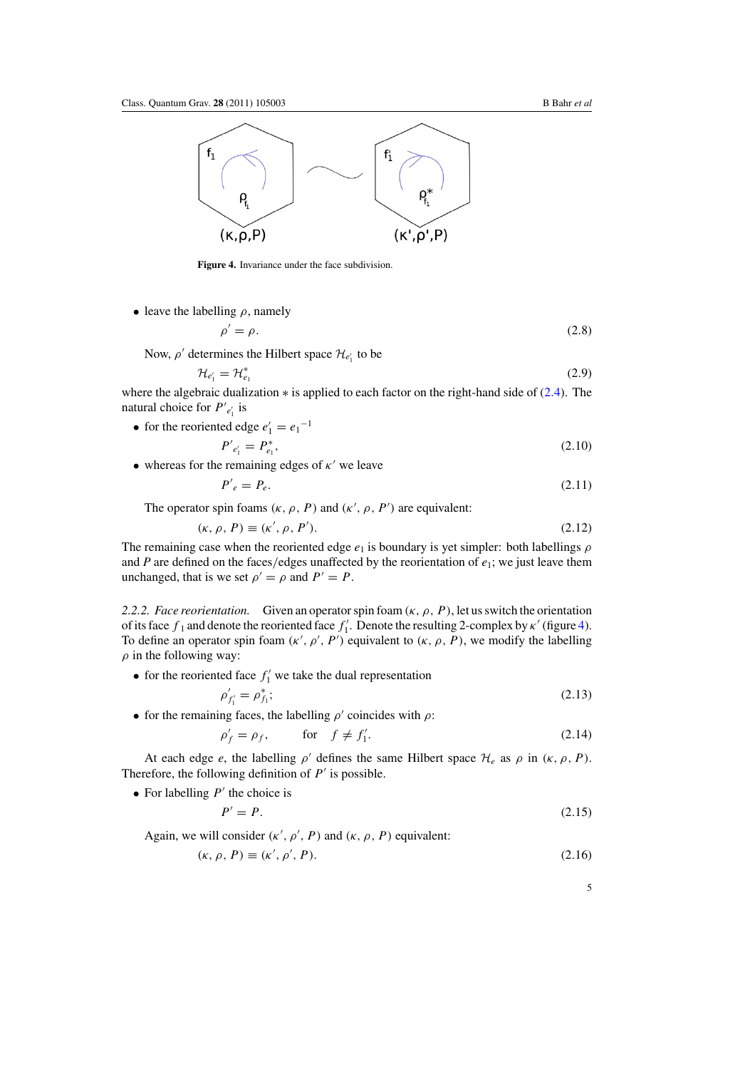**Figure 4.** Invariance under the face subdivision.

- leave the labelling $\rho$, namely

$$\rho' = \rho. \tag{2.8}$$

Now, $\rho'$ determines the Hilbert space $\mathcal{H}_{e_1'}$ to be

$$\mathcal{H}_{e_1'} = \mathcal{H}^*_{e_1} \tag{2.9}$$

where the algebraic dualization $*$ is applied to each factor on the right-hand side of (2.4). The natural choice for $P'_{e_1'}$ is

- for the reoriented edge $e_1' = {e_1}^{-1}$

$$P'_{e_1'} = P^*_{e_1}, \tag{2.10}$$

- whereas for the remaining edges of $\kappa'$ we leave

$$P'_e = P_e. \tag{2.11}$$

The operator spin foams $(\kappa, \rho, P)$ and $(\kappa', \rho, P')$ are equivalent:

$$(\kappa, \rho, P) \equiv (\kappa', \rho, P'). \tag{2.12}$$

The remaining case when the reoriented edge $e_1$ is boundary is yet simpler: both labellings $\rho$ and $P$ are defined on the faces/edges unaffected by the reorientation of $e_1$; we just leave them unchanged, that is we set $\rho' = \rho$ and $P' = P$.

*2.2.2. Face reorientation.* Given an operator spin foam $(\kappa, \rho, P)$, let us switch the orientation of its face $f_1$ and denote the reoriented face $f_1'$. Denote the resulting 2-complex by $\kappa'$ (figure 4). To define an operator spin foam $(\kappa', \rho', P')$ equivalent to $(\kappa, \rho, P)$, we modify the labelling $\rho$ in the following way:

- for the reoriented face $f_1'$ we take the dual representation

$$\rho'_{f_1'} = \rho^*_{f_1}; \tag{2.13}$$

- for the remaining faces, the labelling $\rho'$ coincides with $\rho$:

$$\rho'_f = \rho_f, \qquad \text{for} \quad f \neq f_1'. \tag{2.14}$$

At each edge $e$, the labelling $\rho'$ defines the same Hilbert space $\mathcal{H}_e$ as $\rho$ in $(\kappa, \rho, P)$. Therefore, the following definition of $P'$ is possible.

- For labelling $P'$ the choice is

$$P' = P. \tag{2.15}$$

Again, we will consider $(\kappa', \rho', P)$ and $(\kappa, \rho, P)$ equivalent:

$$(\kappa, \rho, P) \equiv (\kappa', \rho', P). \tag{2.16}$$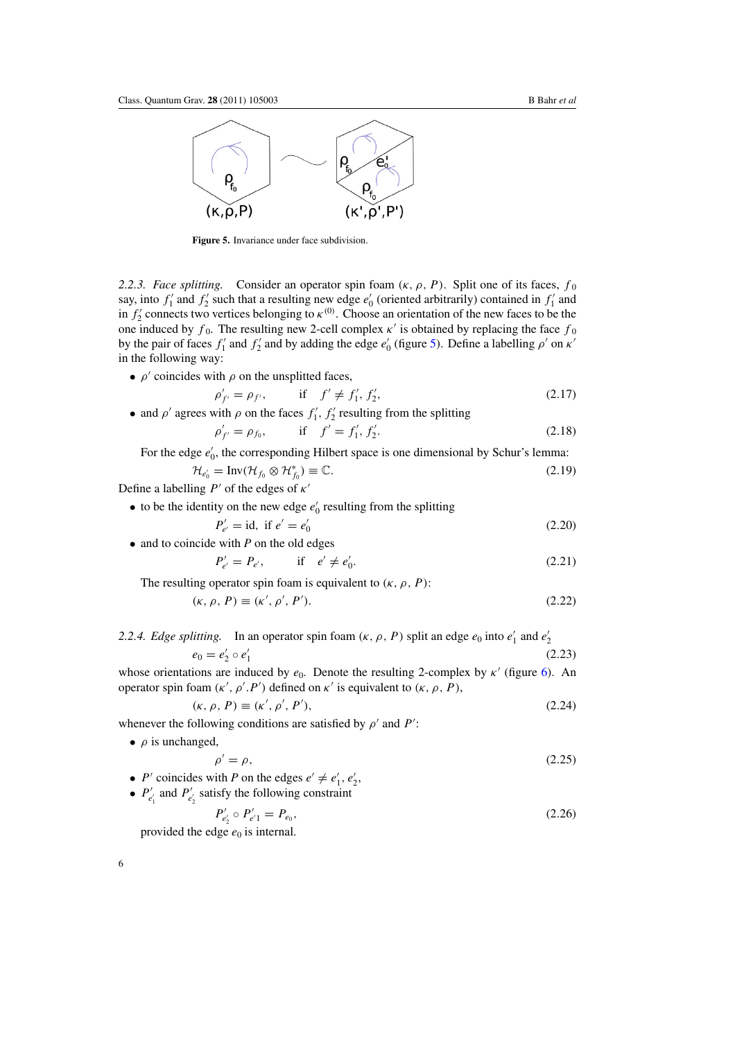Figure 5. Invariance under face subdivision.

*2.2.3. Face splitting.* Consider an operator spin foam $(\kappa, \rho, P)$. Split one of its faces, $f_0$ say, into $f_1'$ and $f_2'$ such that a resulting new edge $e_0'$ (oriented arbitrarily) contained in $f_1'$ and in $f_2'$ connects two vertices belonging to $\kappa^{(0)}$. Choose an orientation of the new faces to be the one induced by $f_0$. The resulting new 2-cell complex $\kappa'$ is obtained by replacing the face $f_0$ by the pair of faces $f_1'$ and $f_2'$ and by adding the edge $e_0'$ (figure 5). Define a labelling $\rho'$ on $\kappa'$ in the following way:

- $\rho'$ coincides with $\rho$ on the unsplitted faces,

$$\rho'_{f'} = \rho_{f'}, \qquad \text{if} \quad f' \neq f_1', f_2', \tag{2.17}$$

- and $\rho'$ agrees with $\rho$ on the faces $f_1'$, $f_2'$ resulting from the splitting

$$\rho'_{f'} = \rho_{f_0}, \qquad \text{if} \quad f' = f_1', f_2'. \tag{2.18}$$

For the edge $e_0'$, the corresponding Hilbert space is one dimensional by Schur's lemma:

$$\mathcal{H}_{e_0'} = \text{Inv}(\mathcal{H}_{f_0} \otimes \mathcal{H}_{f_0}^*) \equiv \mathbb{C}. \tag{2.19}$$

Define a labelling $P'$ of the edges of $\kappa'$

- to be the identity on the new edge $e_0'$ resulting from the splitting

$$P'_{e'} = \text{id}, \text{ if } e' = e_0' \tag{2.20}$$

- and to coincide with $P$ on the old edges

$$P'_{e'} = P_{e'}, \qquad \text{if} \quad e' \neq e_0'. \tag{2.21}$$

The resulting operator spin foam is equivalent to $(\kappa, \rho, P)$:

$$(\kappa, \rho, P) \equiv (\kappa', \rho', P'). \tag{2.22}$$

*2.2.4. Edge splitting.* In an operator spin foam $(\kappa, \rho, P)$ split an edge $e_0$ into $e_1'$ and $e_2'$

$$e_0 = e_2' \circ e_1' \tag{2.23}$$

whose orientations are induced by $e_0$. Denote the resulting 2-complex by $\kappa'$ (figure 6). An operator spin foam $(\kappa', \rho'.P')$ defined on $\kappa'$ is equivalent to $(\kappa, \rho, P)$,

$$(\kappa, \rho, P) \equiv (\kappa', \rho', P'), \tag{2.24}$$

whenever the following conditions are satisfied by $\rho'$ and $P'$:

- $\rho$ is unchanged,

$$\rho' = \rho, \tag{2.25}$$

- $P'$ coincides with $P$ on the edges $e' \neq e_1', e_2'$,
- $P'_{e_1'}$ and $P'_{e_2'}$ satisfy the following constraint

$$P'_{e_2'} \circ P'_{e'1} = P_{e_0}, \tag{2.26}$$

provided the edge $e_0$ is internal.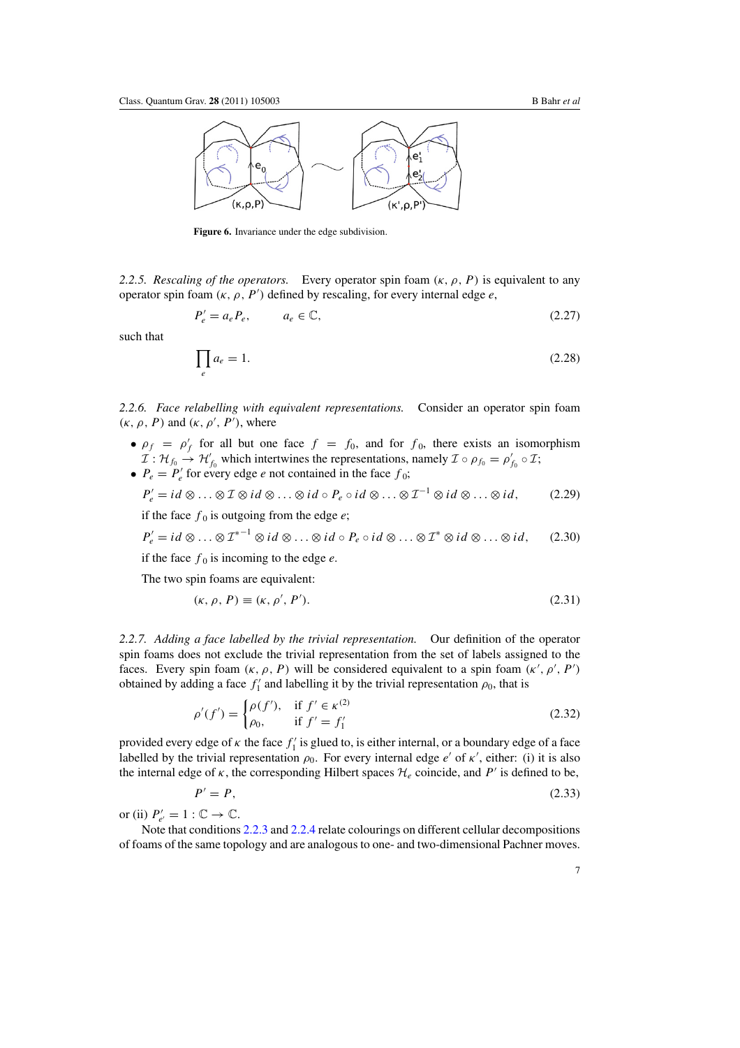**Figure 6.** Invariance under the edge subdivision.

*2.2.5. Rescaling of the operators.* Every operator spin foam $(\kappa, \rho, P)$ is equivalent to any operator spin foam $(\kappa, \rho, P')$ defined by rescaling, for every internal edge $e$,

$$P'_e = a_e P_e, \qquad a_e \in \mathbb{C}, \tag{2.27}$$

such that

$$\prod_e a_e = 1. \tag{2.28}$$

*2.2.6. Face relabelling with equivalent representations.* Consider an operator spin foam $(\kappa, \rho, P)$ and $(\kappa, \rho', P')$, where

- $\rho_f = \rho'_f$ for all but one face $f = f_0$, and for $f_0$, there exists an isomorphism $\mathcal{I} : \mathcal{H}_{f_0} \to \mathcal{H}'_{f_0}$ which intertwines the representations, namely $\mathcal{I} \circ \rho_{f_0} = \rho'_{f_0} \circ \mathcal{I}$;
- $P_e = P'_e$ for every edge $e$ not contained in the face $f_0$;

$$P'_e = id \otimes \ldots \otimes \mathcal{I} \otimes id \otimes \ldots \otimes id \circ P_e \circ id \otimes \ldots \otimes \mathcal{I}^{-1} \otimes id \otimes \ldots \otimes id, \tag{2.29}$$

if the face $f_0$ is outgoing from the edge $e$;

$$P'_e = id \otimes \ldots \otimes \mathcal{I}^{*-1} \otimes id \otimes \ldots \otimes id \circ P_e \circ id \otimes \ldots \otimes \mathcal{I}^{*} \otimes id \otimes \ldots \otimes id, \tag{2.30}$$

if the face $f_0$ is incoming to the edge $e$.

The two spin foams are equivalent:

$$(\kappa, \rho, P) \equiv (\kappa, \rho', P'). \tag{2.31}$$

*2.2.7. Adding a face labelled by the trivial representation.* Our definition of the operator spin foams does not exclude the trivial representation from the set of labels assigned to the faces. Every spin foam $(\kappa, \rho, P)$ will be considered equivalent to a spin foam $(\kappa', \rho', P')$ obtained by adding a face $f'_1$ and labelling it by the trivial representation $\rho_0$, that is

$$\rho'(f') = \begin{cases} \rho(f'), & \text{if } f' \in \kappa^{(2)} \\ \rho_0, & \text{if } f' = f'_1 \end{cases} \tag{2.32}$$

provided every edge of $\kappa$ the face $f'_1$ is glued to, is either internal, or a boundary edge of a face labelled by the trivial representation $\rho_0$. For every internal edge $e'$ of $\kappa'$, either: (i) it is also the internal edge of $\kappa$, the corresponding Hilbert spaces $\mathcal{H}_e$ coincide, and $P'$ is defined to be,

$$P' = P, \tag{2.33}$$

or (ii) $P'_{e'} = 1 : \mathbb{C} \to \mathbb{C}$.

Note that conditions 2.2.3 and 2.2.4 relate colourings on different cellular decompositions of foams of the same topology and are analogous to one- and two-dimensional Pachner moves.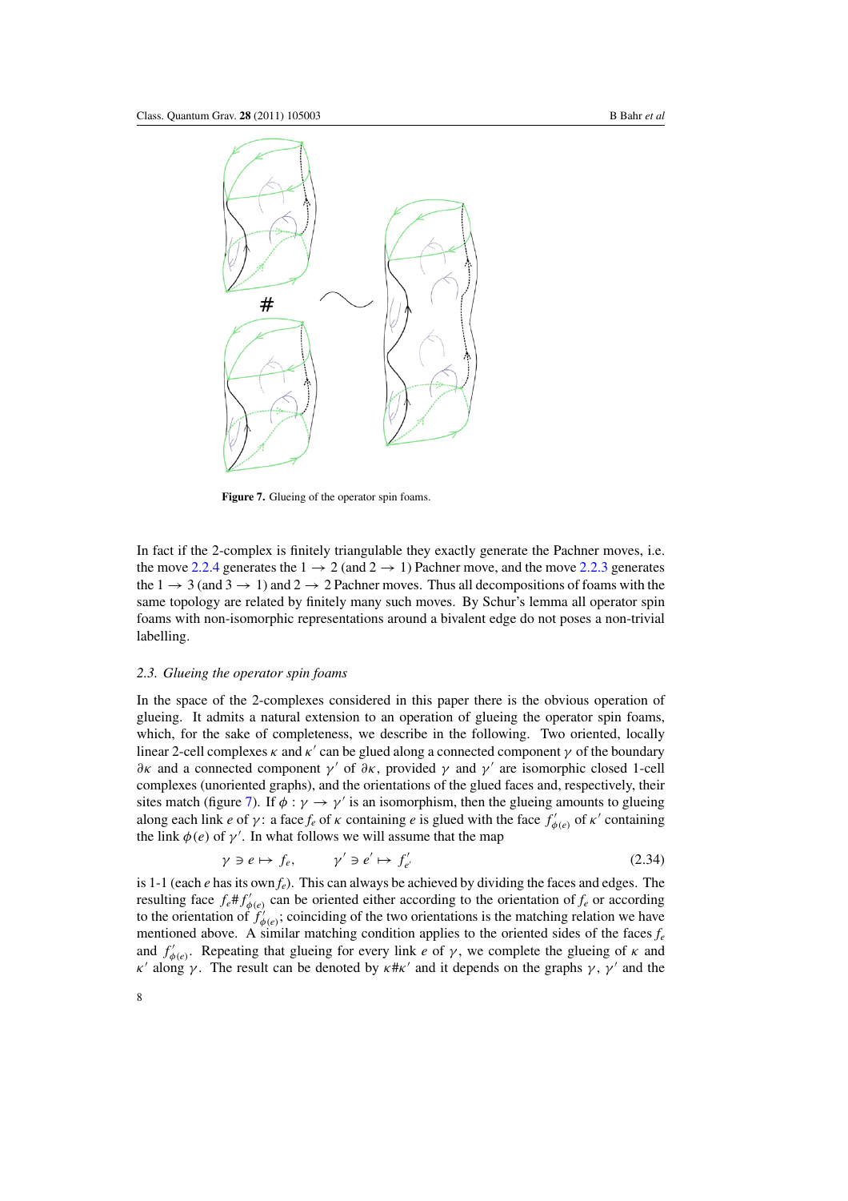**Figure 7.** Glueing of the operator spin foams.

In fact if the 2-complex is finitely triangulable they exactly generate the Pachner moves, i.e. the move 2.2.4 generates the $1 \to 2$ (and $2 \to 1$) Pachner move, and the move 2.2.3 generates the $1 \to 3$ (and $3 \to 1$) and $2 \to 2$ Pachner moves. Thus all decompositions of foams with the same topology are related by finitely many such moves. By Schur's lemma all operator spin foams with non-isomorphic representations around a bivalent edge do not poses a non-trivial labelling.

### 2.3. Glueing the operator spin foams

In the space of the 2-complexes considered in this paper there is the obvious operation of glueing. It admits a natural extension to an operation of glueing the operator spin foams, which, for the sake of completeness, we describe in the following. Two oriented, locally linear 2-cell complexes $\kappa$ and $\kappa'$ can be glued along a connected component $\gamma$ of the boundary $\partial\kappa$ and a connected component $\gamma'$ of $\partial\kappa$, provided $\gamma$ and $\gamma'$ are isomorphic closed 1-cell complexes (unoriented graphs), and the orientations of the glued faces and, respectively, their sites match (figure 7). If $\phi : \gamma \to \gamma'$ is an isomorphism, then the glueing amounts to glueing along each link $e$ of $\gamma$: a face $f_e$ of $\kappa$ containing $e$ is glued with the face $f'_{\phi(e)}$ of $\kappa'$ containing the link $\phi(e)$ of $\gamma'$. In what follows we will assume that the map

$$\gamma \ni e \mapsto f_e, \qquad \gamma' \ni e' \mapsto f'_{e'} \tag{2.34}$$

is 1-1 (each $e$ has its own $f_e$). This can always be achieved by dividing the faces and edges. The resulting face $f_e \# f'_{\phi(e)}$ can be oriented either according to the orientation of $f_e$ or according to the orientation of $f'_{\phi(e)}$; coinciding of the two orientations is the matching relation we have mentioned above. A similar matching condition applies to the oriented sides of the faces $f_e$ and $f'_{\phi(e)}$. Repeating that glueing for every link $e$ of $\gamma$, we complete the glueing of $\kappa$ and $\kappa'$ along $\gamma$. The result can be denoted by $\kappa \# \kappa'$ and it depends on the graphs $\gamma$, $\gamma'$ and the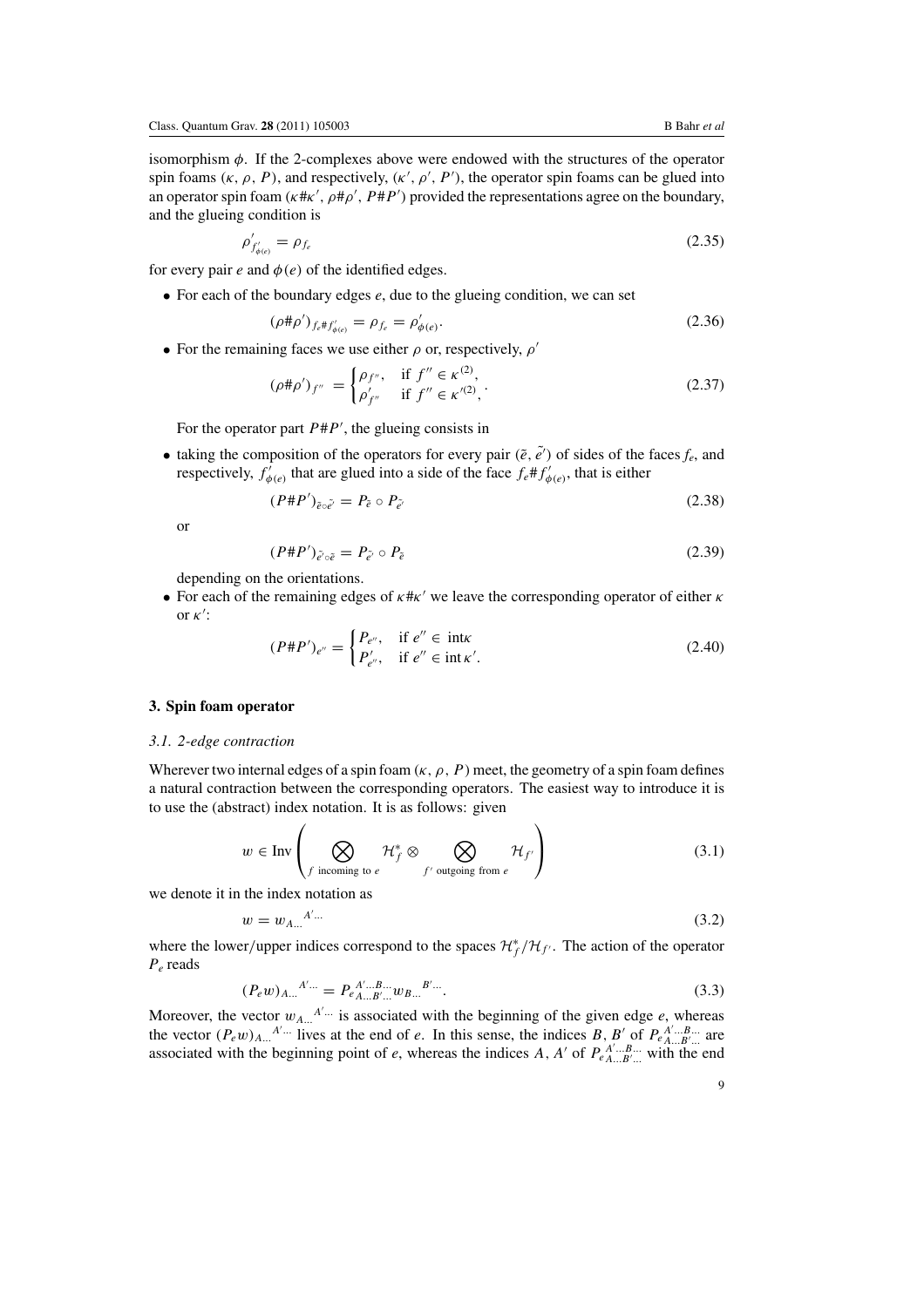isomorphism $\phi$. If the 2-complexes above were endowed with the structures of the operator spin foams $(\kappa, \rho, P)$, and respectively, $(\kappa', \rho', P')$, the operator spin foams can be glued into an operator spin foam $(\kappa\#\kappa', \rho\#\rho', P\#P')$ provided the representations agree on the boundary, and the glueing condition is

$$\rho'_{f'_{\phi(e)}} = \rho_{f_e} \tag{2.35}$$

for every pair $e$ and $\phi(e)$ of the identified edges.

- For each of the boundary edges $e$, due to the glueing condition, we can set

$$(\rho\#\rho')_{f_e\#f'_{\phi(e)}} = \rho_{f_e} = \rho'_{\phi(e)}. \tag{2.36}$$

- For the remaining faces we use either $\rho$ or, respectively, $\rho'$

$$(\rho\#\rho')_{f''} = \begin{cases} \rho_{f''}, & \text{if } f'' \in \kappa^{(2)}, \\ \rho'_{f''} & \text{if } f'' \in \kappa'^{(2)}, \end{cases}. \tag{2.37}$$

For the operator part $P\#P'$, the glueing consists in

- taking the composition of the operators for every pair $(\tilde{e}, \tilde{e'})$ of sides of the faces $f_e$, and respectively, $f'_{\phi(e)}$ that are glued into a side of the face $f_e\#f'_{\phi(e)}$, that is either

$$(P\#P')_{\tilde{e}\circ\tilde{e'}} = P_{\tilde{e}} \circ P_{\tilde{e'}} \tag{2.38}$$

or

$$(P\#P')_{\tilde{e'}\circ\tilde{e}} = P_{\tilde{e'}} \circ P_{\tilde{e}} \tag{2.39}$$

depending on the orientations.

- For each of the remaining edges of $\kappa\#\kappa'$ we leave the corresponding operator of either $\kappa$ or $\kappa'$:

$$(P\#P')_{e''} = \begin{cases} P_{e''}, & \text{if } e'' \in \text{int}\kappa \\ P'_{e''}, & \text{if } e'' \in \text{int}\,\kappa'. \end{cases} \tag{2.40}$$

## 3. Spin foam operator

### 3.1. 2-edge contraction

Wherever two internal edges of a spin foam $(\kappa, \rho, P)$ meet, the geometry of a spin foam defines a natural contraction between the corresponding operators. The easiest way to introduce it is to use the (abstract) index notation. It is as follows: given

$$w \in \text{Inv}\left(\bigotimes_{f \text{ incoming to } e} \mathcal{H}^*_f \otimes \bigotimes_{f' \text{ outgoing from } e} \mathcal{H}_{f'}\right) \tag{3.1}$$

we denote it in the index notation as

$$w = w_{A\ldots}{}^{A'\ldots} \tag{3.2}$$

where the lower/upper indices correspond to the spaces $\mathcal{H}^*_f/\mathcal{H}_{f'}$. The action of the operator $P_e$ reads

$$(P_e w)_{A\ldots}{}^{A'\ldots} = P_e{}_{A\ldots B'\ldots}^{A'\ldots B\ldots} w_{B\ldots}{}^{B'\ldots}. \tag{3.3}$$

Moreover, the vector $w_{A\ldots}{}^{A'\ldots}$ is associated with the beginning of the given edge $e$, whereas the vector $(P_e w)_{A\ldots}{}^{A'\ldots}$ lives at the end of $e$. In this sense, the indices $B, B'$ of $P_e{}_{A\ldots B'\ldots}^{A'\ldots B\ldots}$ are associated with the beginning point of $e$, whereas the indices $A, A'$ of $P_e{}_{A\ldots B'\ldots}^{A'\ldots B\ldots}$ with the end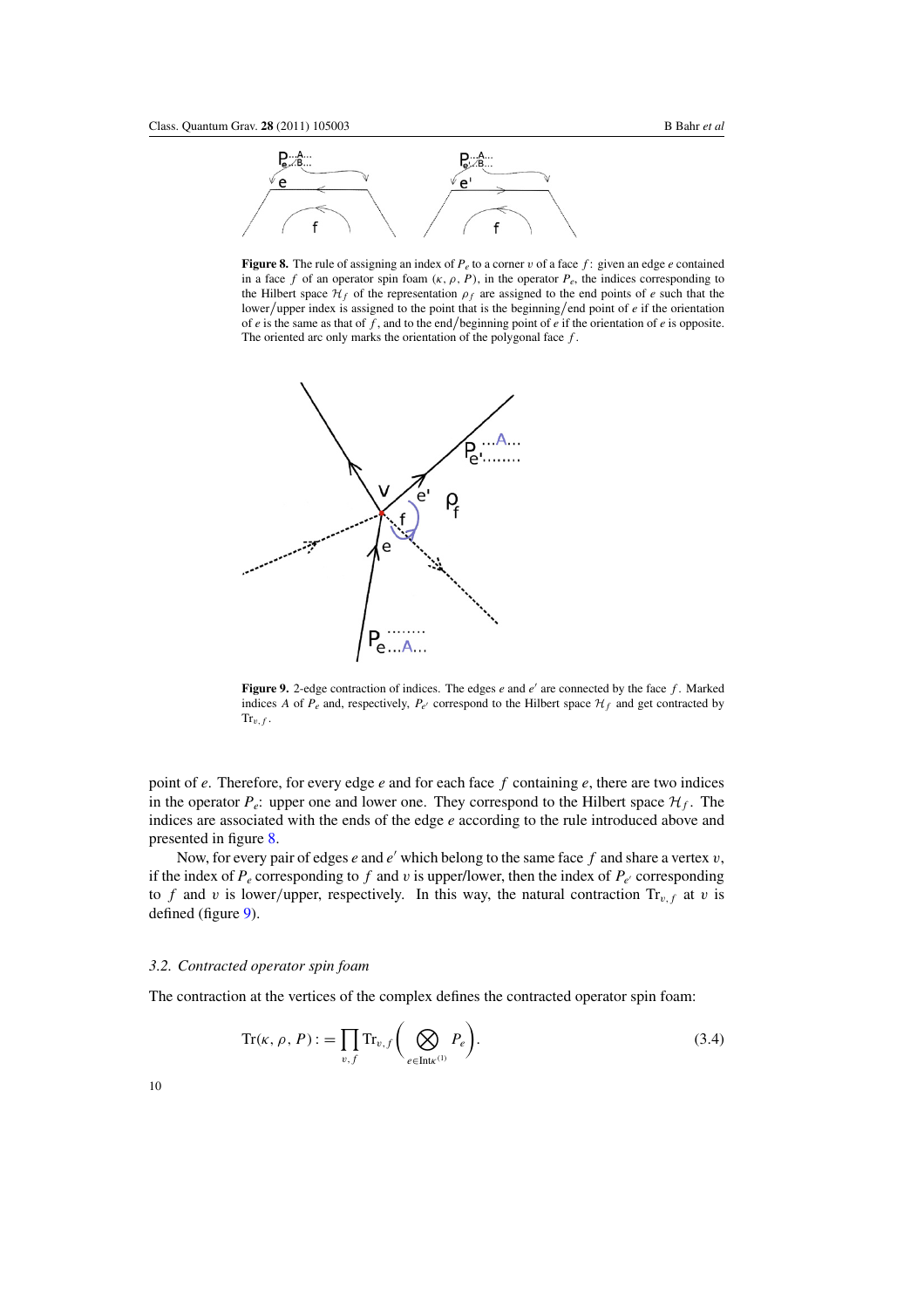**Figure 8.** The rule of assigning an index of $P_e$ to a corner $v$ of a face $f$: given an edge $e$ contained in a face $f$ of an operator spin foam $(\kappa, \rho, P)$, in the operator $P_e$, the indices corresponding to the Hilbert space $\mathcal{H}_f$ of the representation $\rho_f$ are assigned to the end points of $e$ such that the lower/upper index is assigned to the point that is the beginning/end point of $e$ if the orientation of $e$ is the same as that of $f$, and to the end/beginning point of $e$ if the orientation of $e$ is opposite. The oriented arc only marks the orientation of the polygonal face $f$.

**Figure 9.** 2-edge contraction of indices. The edges $e$ and $e'$ are connected by the face $f$. Marked indices $A$ of $P_e$ and, respectively, $P_{e'}$ correspond to the Hilbert space $\mathcal{H}_f$ and get contracted by $\mathrm{Tr}_{v,f}$.

point of $e$. Therefore, for every edge $e$ and for each face $f$ containing $e$, there are two indices in the operator $P_e$: upper one and lower one. They correspond to the Hilbert space $\mathcal{H}_f$. The indices are associated with the ends of the edge $e$ according to the rule introduced above and presented in figure 8.

Now, for every pair of edges $e$ and $e'$ which belong to the same face $f$ and share a vertex $v$, if the index of $P_e$ corresponding to $f$ and $v$ is upper/lower, then the index of $P_{e'}$ corresponding to $f$ and $v$ is lower/upper, respectively. In this way, the natural contraction $\mathrm{Tr}_{v,f}$ at $v$ is defined (figure 9).

### 3.2. Contracted operator spin foam

The contraction at the vertices of the complex defines the contracted operator spin foam:

$$\mathrm{Tr}(\kappa, \rho, P) := \prod_{v,f} \mathrm{Tr}_{v,f}\left( \bigotimes_{e \in \mathrm{Int}\kappa^{(1)}} P_e \right). \tag{3.4}$$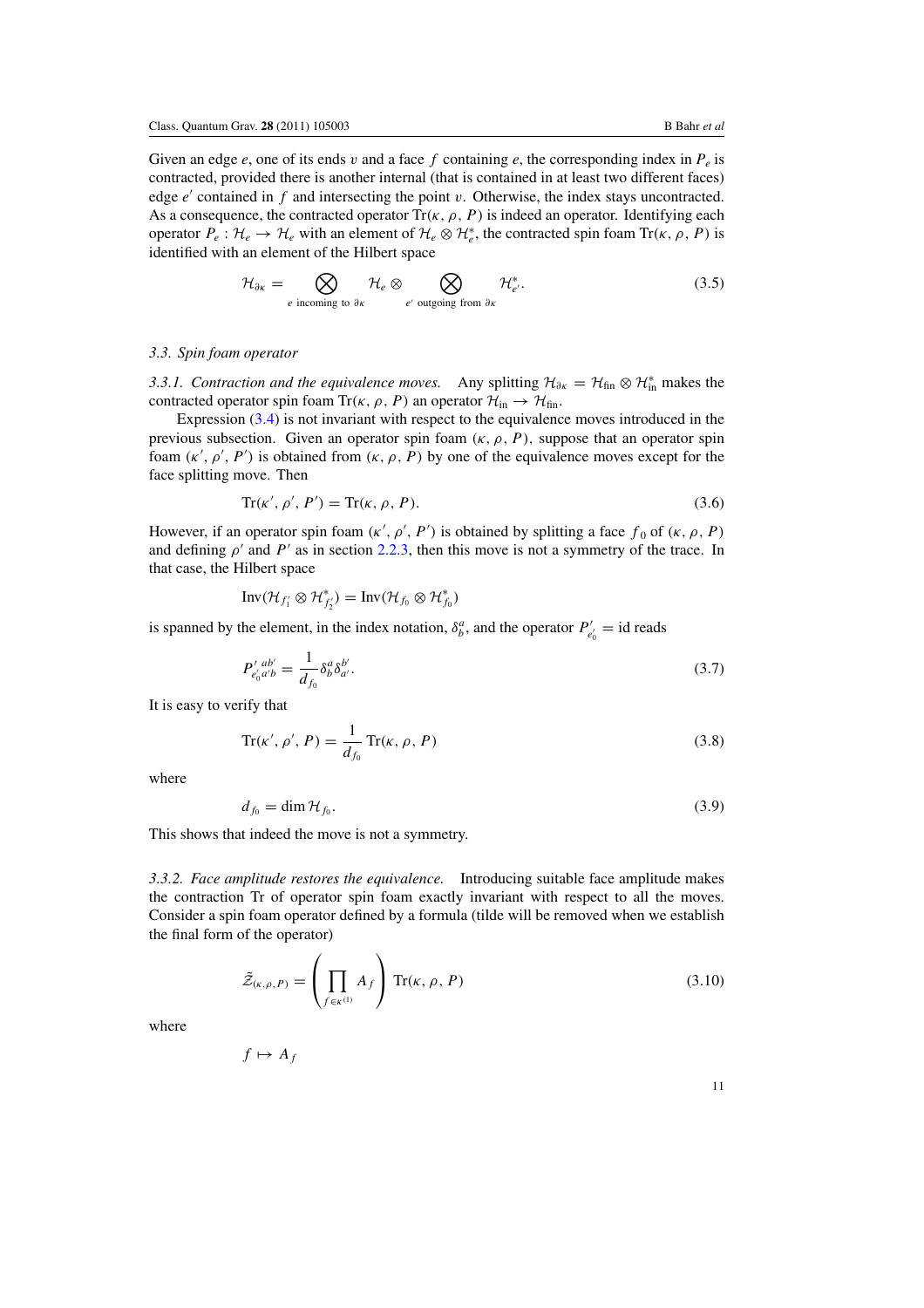Given an edge $e$, one of its ends $v$ and a face $f$ containing $e$, the corresponding index in $P_e$ is contracted, provided there is another internal (that is contained in at least two different faces) edge $e'$ contained in $f$ and intersecting the point $v$. Otherwise, the index stays uncontracted. As a consequence, the contracted operator $\mathrm{Tr}(\kappa, \rho, P)$ is indeed an operator. Identifying each operator $P_e : \mathcal{H}_e \to \mathcal{H}_e$ with an element of $\mathcal{H}_e \otimes \mathcal{H}_e^*$, the contracted spin foam $\mathrm{Tr}(\kappa, \rho, P)$ is identified with an element of the Hilbert space

$$\mathcal{H}_{\partial\kappa} = \bigotimes_{e \text{ incoming to } \partial\kappa} \mathcal{H}_e \otimes \bigotimes_{e' \text{ outgoing from } \partial\kappa} \mathcal{H}_{e'}^*. \tag{3.5}$$

### 3.3. *Spin foam operator*

*3.3.1. Contraction and the equivalence moves.* Any splitting $\mathcal{H}_{\partial\kappa} = \mathcal{H}_{\text{fin}} \otimes \mathcal{H}_{\text{in}}^*$ makes the contracted operator spin foam $\mathrm{Tr}(\kappa, \rho, P)$ an operator $\mathcal{H}_{\text{in}} \to \mathcal{H}_{\text{fin}}$.

Expression (3.4) is not invariant with respect to the equivalence moves introduced in the previous subsection. Given an operator spin foam $(\kappa, \rho, P)$, suppose that an operator spin foam $(\kappa', \rho', P')$ is obtained from $(\kappa, \rho, P)$ by one of the equivalence moves except for the face splitting move. Then

$$\mathrm{Tr}(\kappa', \rho', P') = \mathrm{Tr}(\kappa, \rho, P). \tag{3.6}$$

However, if an operator spin foam $(\kappa', \rho', P')$ is obtained by splitting a face $f_0$ of $(\kappa, \rho, P)$ and defining $\rho'$ and $P'$ as in section 2.2.3, then this move is not a symmetry of the trace. In that case, the Hilbert space

$$\mathrm{Inv}(\mathcal{H}_{f_1'} \otimes \mathcal{H}_{f_2'}^*) = \mathrm{Inv}(\mathcal{H}_{f_0} \otimes \mathcal{H}_{f_0}^*)$$

is spanned by the element, in the index notation, $\delta^a_b$, and the operator $P'_{e_0'} = \mathrm{id}$ reads

$$P'^{\;ab'}_{e_0' a'b} = \frac{1}{d_{f_0}} \delta^a_b \delta^{b'}_{a'}. \tag{3.7}$$

It is easy to verify that

$$\mathrm{Tr}(\kappa', \rho', P) = \frac{1}{d_{f_0}} \mathrm{Tr}(\kappa, \rho, P) \tag{3.8}$$

where

$$d_{f_0} = \dim \mathcal{H}_{f_0}. \tag{3.9}$$

This shows that indeed the move is not a symmetry.

*3.3.2. Face amplitude restores the equivalence.* Introducing suitable face amplitude makes the contraction Tr of operator spin foam exactly invariant with respect to all the moves. Consider a spin foam operator defined by a formula (tilde will be removed when we establish the final form of the operator)

$$\tilde{\mathcal{Z}}_{(\kappa,\rho,P)} = \left( \prod_{f \in \kappa^{(1)}} A_f \right) \mathrm{Tr}(\kappa, \rho, P) \tag{3.10}$$

where

$$f \mapsto A_f$$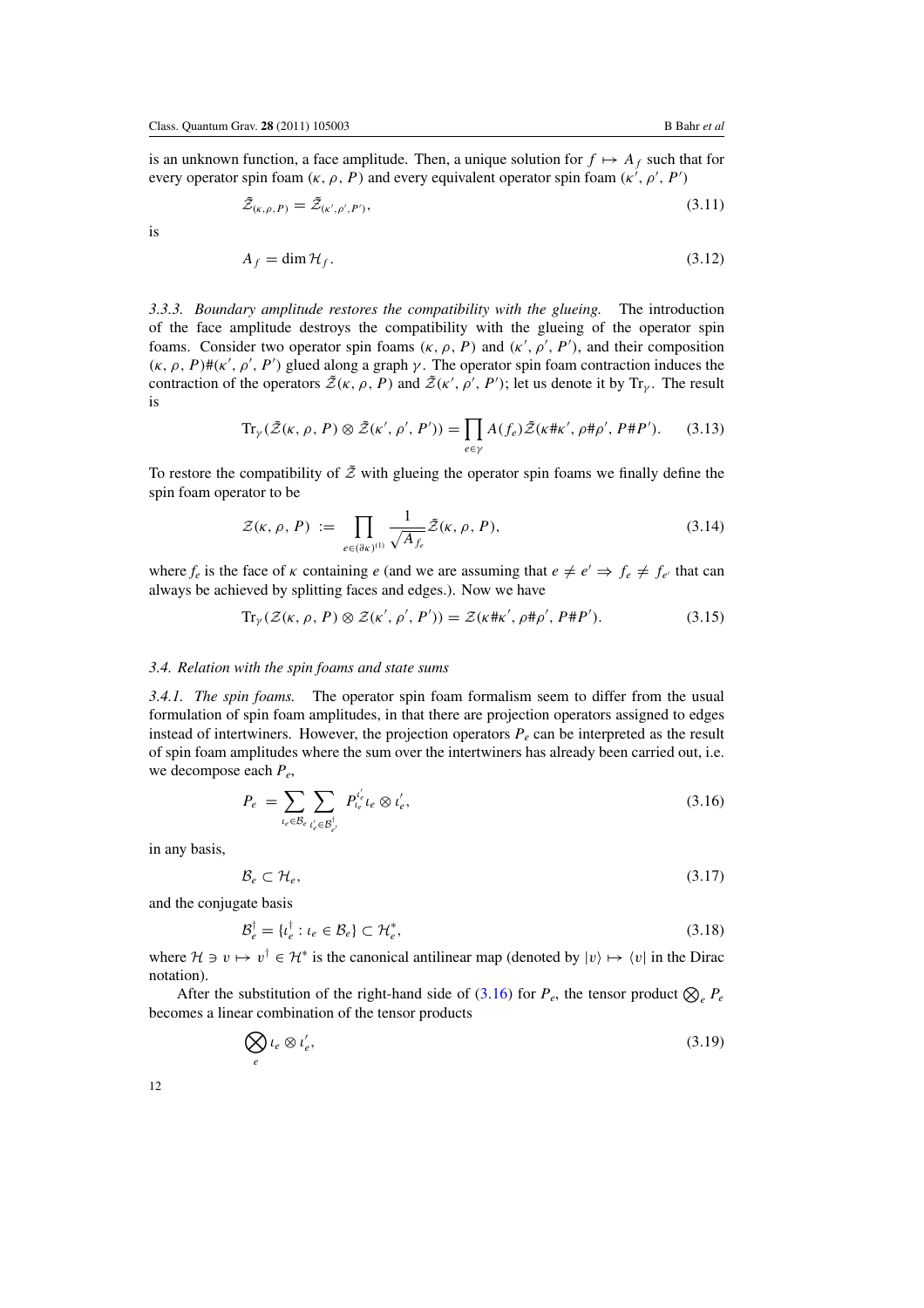is an unknown function, a face amplitude. Then, a unique solution for $f \mapsto A_f$ such that for every operator spin foam $(\kappa, \rho, P)$ and every equivalent operator spin foam $(\kappa', \rho', P')$

$$\tilde{\mathcal{Z}}_{(\kappa,\rho,P)} = \tilde{\mathcal{Z}}_{(\kappa',\rho',P')}, \tag{3.11}$$

is

$$A_f = \dim \mathcal{H}_f. \tag{3.12}$$

*3.3.3. Boundary amplitude restores the compatibility with the glueing.* The introduction of the face amplitude destroys the compatibility with the glueing of the operator spin foams. Consider two operator spin foams $(\kappa, \rho, P)$ and $(\kappa', \rho', P')$, and their composition $(\kappa, \rho, P)\#(\kappa', \rho', P')$ glued along a graph $\gamma$. The operator spin foam contraction induces the contraction of the operators $\tilde{\mathcal{Z}}(\kappa, \rho, P)$ and $\tilde{\mathcal{Z}}(\kappa', \rho', P')$; let us denote it by $\mathrm{Tr}_\gamma$. The result is

$$\mathrm{Tr}_\gamma(\tilde{\mathcal{Z}}(\kappa, \rho, P) \otimes \tilde{\mathcal{Z}}(\kappa', \rho', P')) = \prod_{e\in\gamma} A(f_e)\tilde{\mathcal{Z}}(\kappa\#\kappa', \rho\#\rho', P\#P'). \tag{3.13}$$

To restore the compatibility of $\tilde{\mathcal{Z}}$ with glueing the operator spin foams we finally define the spin foam operator to be

$$\mathcal{Z}(\kappa, \rho, P) := \prod_{e\in(\partial\kappa)^{(1)}} \frac{1}{\sqrt{A_{f_e}}}\tilde{\mathcal{Z}}(\kappa, \rho, P), \tag{3.14}$$

where $f_e$ is the face of $\kappa$ containing $e$ (and we are assuming that $e \neq e' \Rightarrow f_e \neq f_{e'}$ that can always be achieved by splitting faces and edges.). Now we have

$$\mathrm{Tr}_\gamma(\mathcal{Z}(\kappa, \rho, P) \otimes \mathcal{Z}(\kappa', \rho', P')) = \mathcal{Z}(\kappa\#\kappa', \rho\#\rho', P\#P'). \tag{3.15}$$

### 3.4. Relation with the spin foams and state sums

*3.4.1. The spin foams.* The operator spin foam formalism seem to differ from the usual formulation of spin foam amplitudes, in that there are projection operators assigned to edges instead of intertwiners. However, the projection operators $P_e$ can be interpreted as the result of spin foam amplitudes where the sum over the intertwiners has already been carried out, i.e. we decompose each $P_e$,

$$P_e = \sum_{\iota_e\in\mathcal{B}_e}\sum_{\iota'_e\in\mathcal{B}^\dagger_{e'}} P^{\iota'_e}_{\iota_e}\iota_e \otimes \iota'_e, \tag{3.16}$$

in any basis,

$$\mathcal{B}_e \subset \mathcal{H}_e, \tag{3.17}$$

and the conjugate basis

$$\mathcal{B}^\dagger_e = \{\iota^\dagger_e : \iota_e \in \mathcal{B}_e\} \subset \mathcal{H}^*_e, \tag{3.18}$$

where $\mathcal{H} \ni v \mapsto v^\dagger \in \mathcal{H}^*$ is the canonical antilinear map (denoted by $|v\rangle \mapsto \langle v|$ in the Dirac notation).

After the substitution of the right-hand side of (3.16) for $P_e$, the tensor product $\bigotimes_e P_e$ becomes a linear combination of the tensor products

$$\bigotimes_e \iota_e \otimes \iota'_e, \tag{3.19}$$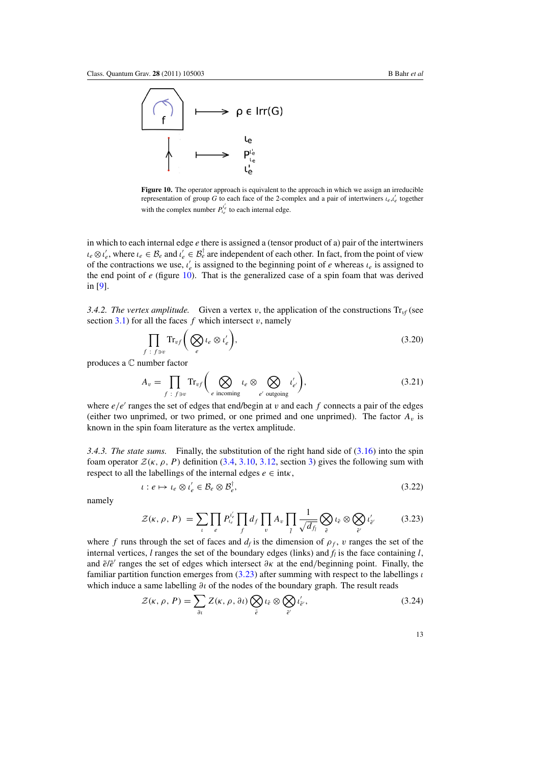**Figure 10.** The operator approach is equivalent to the approach in which we assign an irreducible representation of group $G$ to each face of the 2-complex and a pair of intertwiners $\iota_e, \iota'_e$ together with the complex number $P^{\iota'_e}_{\iota_e}$ to each internal edge.

in which to each internal edge $e$ there is assigned a (tensor product of a) pair of the intertwiners $\iota_e \otimes \iota'_e$, where $\iota_e \in \mathcal{B}_e$ and $\iota'_e \in \mathcal{B}^\dagger_e$ are independent of each other. In fact, from the point of view of the contractions we use, $\iota'_e$ is assigned to the beginning point of $e$ whereas $\iota_e$ is assigned to the end point of $e$ (figure 10). That is the generalized case of a spin foam that was derived in [9].

*3.4.2. The vertex amplitude.* Given a vertex $v$, the application of the constructions $\mathrm{Tr}_{vf}$ (see section 3.1) for all the faces $f$ which intersect $v$, namely

$$\prod_{f\,:\,f\ni v} \mathrm{Tr}_{vf}\left(\bigotimes_e \iota_e \otimes \iota'_e\right), \tag{3.20}$$

produces a $\mathbb{C}$ number factor

$$A_v = \prod_{f\,:\,f\ni v} \mathrm{Tr}_{vf}\left(\bigotimes_{e \text{ incoming}} \iota_e \otimes \bigotimes_{e' \text{ outgoing}} \iota'_{e'}\right), \tag{3.21}$$

where $e/e'$ ranges the set of edges that end/begin at $v$ and each $f$ connects a pair of the edges (either two unprimed, or two primed, or one primed and one unprimed). The factor $A_v$ is known in the spin foam literature as the vertex amplitude.

*3.4.3. The state sums.* Finally, the substitution of the right hand side of (3.16) into the spin foam operator $\mathcal{Z}(\kappa, \rho, P)$ definition (3.4, 3.10, 3.12, section 3) gives the following sum with respect to all the labellings of the internal edges $e \in \mathrm{int}\kappa$,

$$\iota : e \mapsto \iota_e \otimes \iota'_e \in \mathcal{B}_e \otimes \mathcal{B}^\dagger_e, \tag{3.22}$$

namely

$$\mathcal{Z}(\kappa, \rho, P) = \sum_\iota \prod_e P^{\iota'_e}_{\iota_e} \prod_f d_f \prod_v A_v \prod_l \frac{1}{\sqrt{d_{f_l}}} \bigotimes_{\tilde{e}} \iota_{\tilde{e}} \otimes \bigotimes_{\tilde{e}'} \iota'_{\tilde{e}'} \tag{3.23}$$

where $f$ runs through the set of faces and $d_f$ is the dimension of $\rho_f$, $v$ ranges the set of the internal vertices, $l$ ranges the set of the boundary edges (links) and $f_l$ is the face containing $l$, and $\tilde{e}/\tilde{e}'$ ranges the set of edges which intersect $\partial\kappa$ at the end/beginning point. Finally, the familiar partition function emerges from (3.23) after summing with respect to the labellings $\iota$ which induce a same labelling $\partial\iota$ of the nodes of the boundary graph. The result reads

$$\mathcal{Z}(\kappa, \rho, P) = \sum_{\partial\iota} Z(\kappa, \rho, \partial\iota) \bigotimes_{\tilde{e}} \iota_{\tilde{e}} \otimes \bigotimes_{\tilde{e}'} \iota'_{\tilde{e}'}, \tag{3.24}$$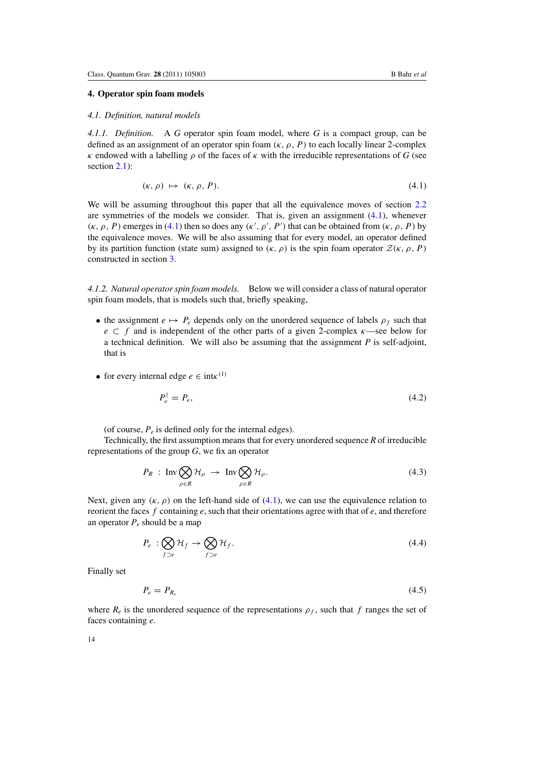## 4. Operator spin foam models

### 4.1. Definition, natural models

*4.1.1. Definition.* A $G$ operator spin foam model, where $G$ is a compact group, can be defined as an assignment of an operator spin foam $(\kappa, \rho, P)$ to each locally linear 2-complex $\kappa$ endowed with a labelling $\rho$ of the faces of $\kappa$ with the irreducible representations of $G$ (see section 2.1):

$$(\kappa, \rho) \mapsto (\kappa, \rho, P). \tag{4.1}$$

We will be assuming throughout this paper that all the equivalence moves of section 2.2 are symmetries of the models we consider. That is, given an assignment (4.1), whenever $(\kappa, \rho, P)$ emerges in (4.1) then so does any $(\kappa', \rho', P')$ that can be obtained from $(\kappa, \rho, P)$ by the equivalence moves. We will be also assuming that for every model, an operator defined by its partition function (state sum) assigned to $(\kappa, \rho)$ is the spin foam operator $\mathcal{Z}(\kappa, \rho, P)$ constructed in section 3.

*4.1.2. Natural operator spin foam models.* Below we will consider a class of natural operator spin foam models, that is models such that, briefly speaking,

- the assignment $e \mapsto P_e$ depends only on the unordered sequence of labels $\rho_f$ such that $e \subset f$ and is independent of the other parts of a given 2-complex $\kappa$—see below for a technical definition. We will also be assuming that the assignment $P$ is self-adjoint, that is
- for every internal edge $e \in \mathrm{int}\kappa^{(1)}$

$$P_e^\dagger = P_e, \tag{4.2}$$

(of course, $P_e$ is defined only for the internal edges).

Technically, the first assumption means that for every unordered sequence $R$ of irreducible representations of the group $G$, we fix an operator

$$P_R \ : \ \mathrm{Inv} \bigotimes_{\rho \in R} \mathcal{H}_\rho \ \to \ \mathrm{Inv} \bigotimes_{\rho \in R} \mathcal{H}_\rho. \tag{4.3}$$

Next, given any $(\kappa, \rho)$ on the left-hand side of (4.1), we can use the equivalence relation to reorient the faces $f$ containing $e$, such that their orientations agree with that of $e$, and therefore an operator $P_e$ should be a map

$$P_e \ : \bigotimes_{f \supset e} \mathcal{H}_f \to \bigotimes_{f \supset e} \mathcal{H}_f. \tag{4.4}$$

Finally set

$$P_e = P_{R_e} \tag{4.5}$$

where $R_e$ is the unordered sequence of the representations $\rho_f$, such that $f$ ranges the set of faces containing $e$.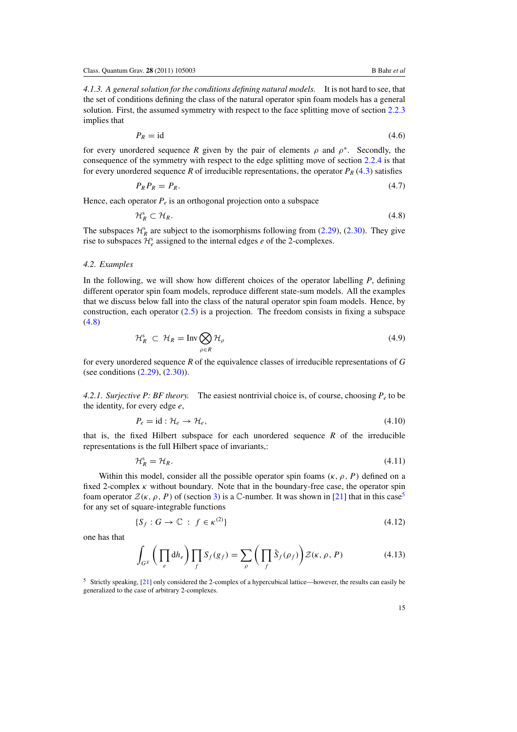*4.1.3. A general solution for the conditions defining natural models.* It is not hard to see, that the set of conditions defining the class of the natural operator spin foam models has a general solution. First, the assumed symmetry with respect to the face splitting move of section 2.2.3 implies that

$$P_R = \mathrm{id} \tag{4.6}$$

for every unordered sequence $R$ given by the pair of elements $\rho$ and $\rho^*$. Secondly, the consequence of the symmetry with respect to the edge splitting move of section 2.2.4 is that for every unordered sequence $R$ of irreducible representations, the operator $P_R$ (4.3) satisfies

$$P_R P_R = P_R. \tag{4.7}$$

Hence, each operator $P_e$ is an orthogonal projection onto a subspace

$$\mathcal{H}_R^{\mathrm{s}} \subset \mathcal{H}_R. \tag{4.8}$$

The subspaces $\mathcal{H}_R^{\mathrm{s}}$ are subject to the isomorphisms following from (2.29), (2.30). They give rise to subspaces $\mathcal{H}_e^{\mathrm{s}}$ assigned to the internal edges $e$ of the 2-complexes.

## 4.2. Examples

In the following, we will show how different choices of the operator labelling $P$, defining different operator spin foam models, reproduce different state-sum models. All the examples that we discuss below fall into the class of the natural operator spin foam models. Hence, by construction, each operator (2.5) is a projection. The freedom consists in fixing a subspace (4.8)

$$\mathcal{H}_R^{\mathrm{s}} \subset \mathcal{H}_R = \mathrm{Inv} \bigotimes_{\rho \in R} \mathcal{H}_\rho \tag{4.9}$$

for every unordered sequence $R$ of the equivalence classes of irreducible representations of $G$ (see conditions (2.29), (2.30)).

*4.2.1. Surjective P: BF theory.* The easiest nontrivial choice is, of course, choosing $P_e$ to be the identity, for every edge $e$,

$$P_e = \mathrm{id} : \mathcal{H}_e \to \mathcal{H}_e, \tag{4.10}$$

that is, the fixed Hilbert subspace for each unordered sequence $R$ of the irreducible representations is the full Hilbert space of invariants,:

$$\mathcal{H}_R^{\mathrm{s}} = \mathcal{H}_R. \tag{4.11}$$

Within this model, consider all the possible operator spin foams $(\kappa, \rho, P)$ defined on a fixed 2-complex $\kappa$ without boundary. Note that in the boundary-free case, the operator spin foam operator $\mathcal{Z}(\kappa, \rho, P)$ of (section 3) is a $\mathbb{C}$-number. It was shown in [21] that in this case[5] for any set of square-integrable functions

$$\{S_f : G \to \mathbb{C} \ : \ f \in \kappa^{(2)}\} \tag{4.12}$$

one has that

$$\int_{G^E} \left( \prod_e \mathrm{d}h_e \right) \prod_f S_f(g_f) = \sum_\rho \left( \prod_f \hat{S}_f(\rho_f) \right) \mathcal{Z}(\kappa, \rho, P) \tag{4.13}$$

[5] Strictly speaking, [21] only considered the 2-complex of a hypercubical lattice—however, the results can easily be generalized to the case of arbitrary 2-complexes.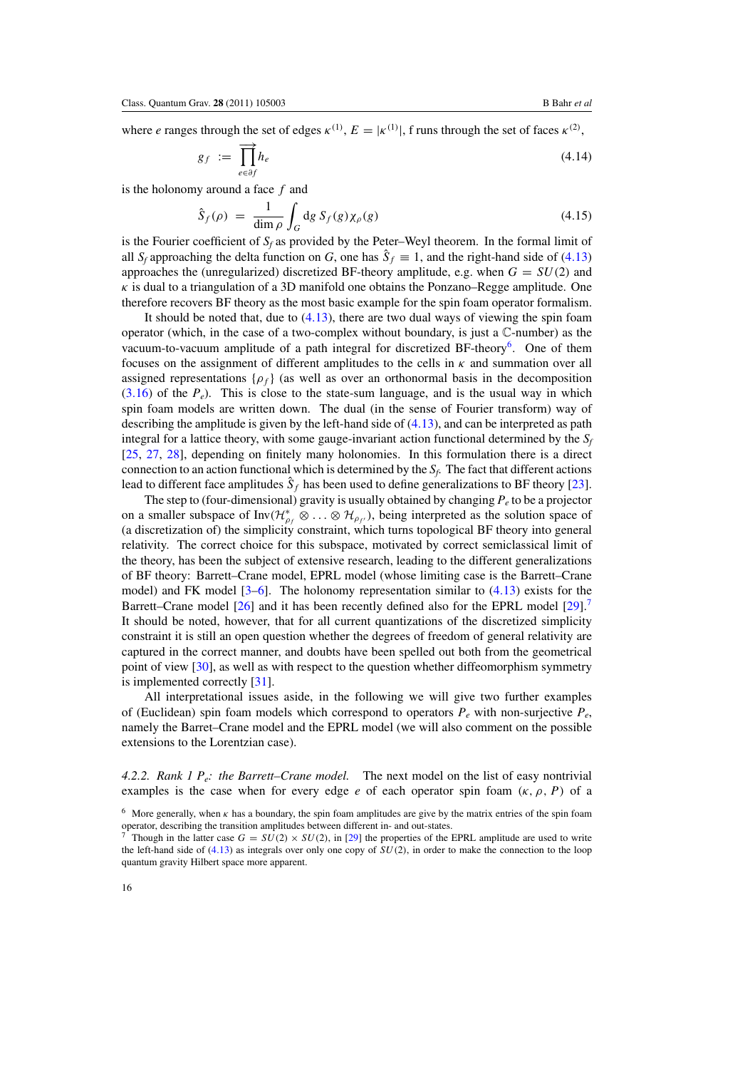where $e$ ranges through the set of edges $\kappa^{(1)}$, $E = |\kappa^{(1)}|$, f runs through the set of faces $\kappa^{(2)}$,

$$g_f := \overrightarrow{\prod_{e\in\partial f}} h_e \tag{4.14}$$

is the holonomy around a face $f$ and

$$\hat{S}_f(\rho) = \frac{1}{\dim \rho} \int_G \mathrm{d}g \, S_f(g) \chi_\rho(g) \tag{4.15}$$

is the Fourier coefficient of $S_f$ as provided by the Peter–Weyl theorem. In the formal limit of all $S_f$ approaching the delta function on $G$, one has $\hat{S}_f \equiv 1$, and the right-hand side of (4.13) approaches the (unregularized) discretized BF-theory amplitude, e.g. when $G = SU(2)$ and $\kappa$ is dual to a triangulation of a 3D manifold one obtains the Ponzano–Regge amplitude. One therefore recovers BF theory as the most basic example for the spin foam operator formalism.

It should be noted that, due to (4.13), there are two dual ways of viewing the spin foam operator (which, in the case of a two-complex without boundary, is just a $\mathbb{C}$-number) as the vacuum-to-vacuum amplitude of a path integral for discretized BF-theory[6]. One of them focuses on the assignment of different amplitudes to the cells in $\kappa$ and summation over all assigned representations $\{\rho_f\}$ (as well as over an orthonormal basis in the decomposition (3.16) of the $P_e$). This is close to the state-sum language, and is the usual way in which spin foam models are written down. The dual (in the sense of Fourier transform) way of describing the amplitude is given by the left-hand side of (4.13), and can be interpreted as path integral for a lattice theory, with some gauge-invariant action functional determined by the $S_f$ [25, 27, 28], depending on finitely many holonomies. In this formulation there is a direct connection to an action functional which is determined by the $S_f$. The fact that different actions lead to different face amplitudes $\hat{S}_f$ has been used to define generalizations to BF theory [23].

The step to (four-dimensional) gravity is usually obtained by changing $P_e$ to be a projector on a smaller subspace of $\mathrm{Inv}(\mathcal{H}^*_{\rho_f} \otimes \ldots \otimes \mathcal{H}_{\rho_{f'}})$, being interpreted as the solution space of (a discretization of) the simplicity constraint, which turns topological BF theory into general relativity. The correct choice for this subspace, motivated by correct semiclassical limit of the theory, has been the subject of extensive research, leading to the different generalizations of BF theory: Barrett–Crane model, EPRL model (whose limiting case is the Barrett–Crane model) and FK model [3–6]. The holonomy representation similar to (4.13) exists for the Barrett–Crane model [26] and it has been recently defined also for the EPRL model [29].[7] It should be noted, however, that for all current quantizations of the discretized simplicity constraint it is still an open question whether the degrees of freedom of general relativity are captured in the correct manner, and doubts have been spelled out both from the geometrical point of view [30], as well as with respect to the question whether diffeomorphism symmetry is implemented correctly [31].

All interpretational issues aside, in the following we will give two further examples of (Euclidean) spin foam models which correspond to operators $P_e$ with non-surjective $P_e$, namely the Barret–Crane model and the EPRL model (we will also comment on the possible extensions to the Lorentzian case).

*4.2.2. Rank 1 $P_e$: the Barrett–Crane model.* The next model on the list of easy nontrivial examples is the case when for every edge $e$ of each operator spin foam $(\kappa, \rho, P)$ of a

[6] More generally, when $\kappa$ has a boundary, the spin foam amplitudes are give by the matrix entries of the spin foam operator, describing the transition amplitudes between different in- and out-states.

[7] Though in the latter case $G = SU(2) \times SU(2)$, in [29] the properties of the EPRL amplitude are used to write the left-hand side of (4.13) as integrals over only one copy of $SU(2)$, in order to make the connection to the loop quantum gravity Hilbert space more apparent.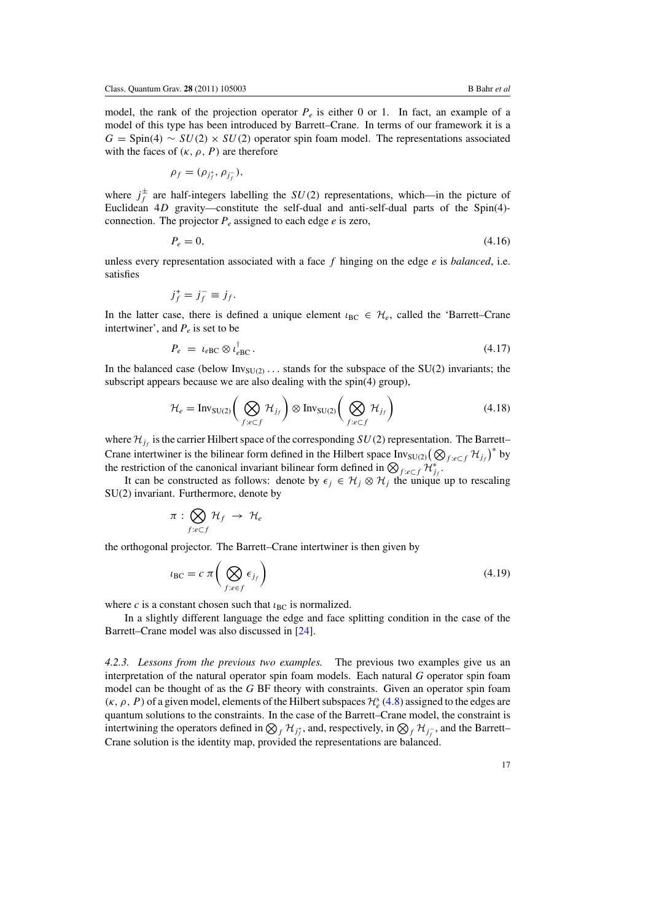model, the rank of the projection operator $P_e$ is either 0 or 1. In fact, an example of a model of this type has been introduced by Barrett–Crane. In terms of our framework it is a $G = \mathrm{Spin}(4) \sim SU(2) \times SU(2)$ operator spin foam model. The representations associated with the faces of $(\kappa, \rho, P)$ are therefore

$$\rho_f = (\rho_{j_f^+}, \rho_{j_f^-}),$$

where $j_f^{\pm}$ are half-integers labelling the $SU(2)$ representations, which—in the picture of Euclidean 4$D$ gravity—constitute the self-dual and anti-self-dual parts of the Spin(4)-connection. The projector $P_e$ assigned to each edge $e$ is zero,

$$P_e = 0, \tag{4.16}$$

unless every representation associated with a face $f$ hinging on the edge $e$ is *balanced*, i.e. satisfies

$$j_f^+ = j_f^- \equiv j_f.$$

In the latter case, there is defined a unique element $\iota_{\mathrm{BC}} \in \mathcal{H}_e$, called the 'Barrett–Crane intertwiner', and $P_e$ is set to be

$$P_e \;=\; \iota_{e\mathrm{BC}} \otimes \iota_{e\mathrm{BC}}^{\dagger}. \tag{4.17}$$

In the balanced case (below $\mathrm{Inv}_{\mathrm{SU}(2)} \ldots$ stands for the subspace of the SU(2) invariants; the subscript appears because we are also dealing with the spin(4) group),

$$\mathcal{H}_e = \mathrm{Inv}_{\mathrm{SU}(2)}\left( \bigotimes_{f:e\subset f} \mathcal{H}_{j_f} \right) \otimes \mathrm{Inv}_{\mathrm{SU}(2)}\left( \bigotimes_{f:e\subset f} \mathcal{H}_{j_f} \right) \tag{4.18}$$

where $\mathcal{H}_{j_f}$ is the carrier Hilbert space of the corresponding $SU(2)$ representation. The Barrett–Crane intertwiner is the bilinear form defined in the Hilbert space $\mathrm{Inv}_{\mathrm{SU}(2)}\left(\bigotimes_{f:e\subset f} \mathcal{H}_{j_f}\right)^*$ by the restriction of the canonical invariant bilinear form defined in $\bigotimes_{f:e\subset f} \mathcal{H}_{j_f}^*$.

It can be constructed as follows: denote by $\epsilon_j \in \mathcal{H}_j \otimes \mathcal{H}_j$ the unique up to rescaling SU(2) invariant. Furthermore, denote by

$$\pi : \bigotimes_{f:e\subset f} \mathcal{H}_f \;\to\; \mathcal{H}_e$$

the orthogonal projector. The Barrett–Crane intertwiner is then given by

$$\iota_{\mathrm{BC}} = c\;\pi\left( \bigotimes_{f:e\in f} \epsilon_{j_f} \right) \tag{4.19}$$

where $c$ is a constant chosen such that $\iota_{\mathrm{BC}}$ is normalized.

In a slightly different language the edge and face splitting condition in the case of the Barrett–Crane model was also discussed in [24].

*4.2.3. Lessons from the previous two examples.* The previous two examples give us an interpretation of the natural operator spin foam models. Each natural $G$ operator spin foam model can be thought of as the $G$ BF theory with constraints. Given an operator spin foam $(\kappa, \rho, P)$ of a given model, elements of the Hilbert subspaces $\mathcal{H}_e^s$ (4.8) assigned to the edges are quantum solutions to the constraints. In the case of the Barrett–Crane model, the constraint is intertwining the operators defined in $\bigotimes_f \mathcal{H}_{j_f^+}$, and, respectively, in $\bigotimes_f \mathcal{H}_{j_f^-}$, and the Barrett–Crane solution is the identity map, provided the representations are balanced.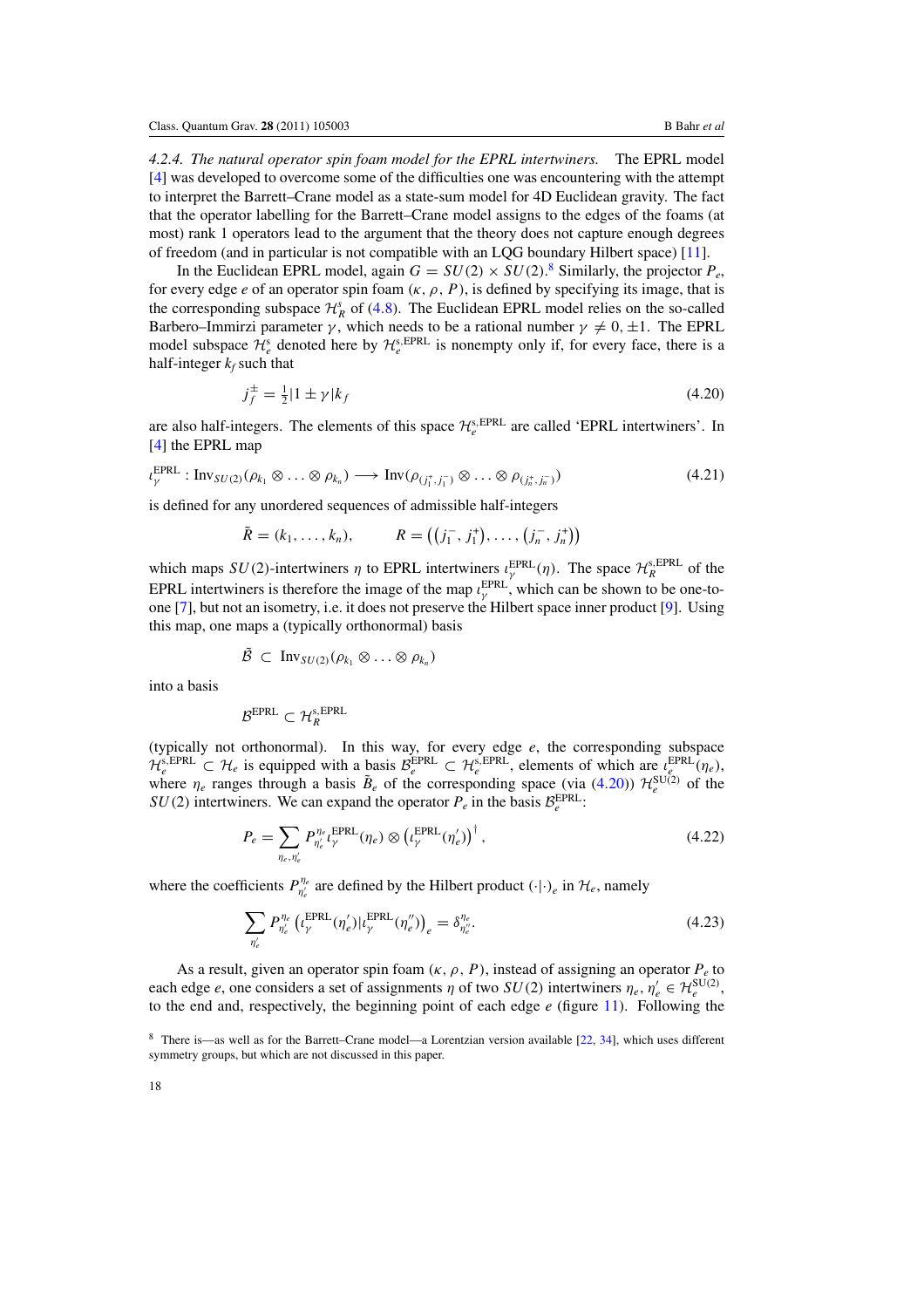*4.2.4. The natural operator spin foam model for the EPRL intertwiners.* The EPRL model [4] was developed to overcome some of the difficulties one was encountering with the attempt to interpret the Barrett–Crane model as a state-sum model for 4D Euclidean gravity. The fact that the operator labelling for the Barrett–Crane model assigns to the edges of the foams (at most) rank 1 operators lead to the argument that the theory does not capture enough degrees of freedom (and in particular is not compatible with an LQG boundary Hilbert space) [11].

In the Euclidean EPRL model, again $G = SU(2) \times SU(2)$.[8] Similarly, the projector $P_e$, for every edge $e$ of an operator spin foam $(\kappa, \rho, P)$, is defined by specifying its image, that is the corresponding subspace $\mathcal{H}^s_R$ of (4.8). The Euclidean EPRL model relies on the so-called Barbero–Immirzi parameter $\gamma$, which needs to be a rational number $\gamma \neq 0, \pm 1$. The EPRL model subspace $\mathcal{H}^s_e$ denoted here by $\mathcal{H}^{s,\text{EPRL}}_e$ is nonempty only if, for every face, there is a half-integer $k_f$ such that

$$j^{\pm}_f = \tfrac{1}{2}|1 \pm \gamma| k_f \tag{4.20}$$

are also half-integers. The elements of this space $\mathcal{H}^{s,\text{EPRL}}_e$ are called 'EPRL intertwiners'. In [4] the EPRL map

$$\iota^{\text{EPRL}}_\gamma : \text{Inv}_{SU(2)}(\rho_{k_1} \otimes \ldots \otimes \rho_{k_n}) \longrightarrow \text{Inv}(\rho_{(j^+_1, j^-_1)} \otimes \ldots \otimes \rho_{(j^+_n, j^-_n)}) \tag{4.21}$$

is defined for any unordered sequences of admissible half-integers

$$\tilde{R} = (k_1, \ldots, k_n), \qquad R = \left((j^-_1, j^+_1), \ldots, (j^-_n, j^+_n)\right)$$

which maps $SU(2)$-intertwiners $\eta$ to EPRL intertwiners $\iota^{\text{EPRL}}_\gamma(\eta)$. The space $\mathcal{H}^{s,\text{EPRL}}_R$ of the EPRL intertwiners is therefore the image of the map $\iota^{\text{EPRL}}_\gamma$, which can be shown to be one-to-one [7], but not an isometry, i.e. it does not preserve the Hilbert space inner product [9]. Using this map, one maps a (typically orthonormal) basis

$$\tilde{\mathcal{B}} \subset \text{Inv}_{SU(2)}(\rho_{k_1} \otimes \ldots \otimes \rho_{k_n})$$

into a basis

$$\mathcal{B}^{\text{EPRL}} \subset \mathcal{H}^{s,\text{EPRL}}_R$$

(typically not orthonormal). In this way, for every edge $e$, the corresponding subspace $\mathcal{H}^{s,\text{EPRL}}_e \subset \mathcal{H}_e$ is equipped with a basis $\mathcal{B}^{\text{EPRL}}_e \subset \mathcal{H}^{s,\text{EPRL}}_e$, elements of which are $\iota^{\text{EPRL}}_e(\eta_e)$, where $\eta_e$ ranges through a basis $\tilde{B}_e$ of the corresponding space (via (4.20)) $\mathcal{H}^{\text{SU(2)}}_e$ of the $SU(2)$ intertwiners. We can expand the operator $P_e$ in the basis $\mathcal{B}^{\text{EPRL}}_e$:

$$P_e = \sum_{\eta_e, \eta'_e} P^{\eta_e}_{\eta'_e} \iota^{\text{EPRL}}_\gamma(\eta_e) \otimes \left(\iota^{\text{EPRL}}_\gamma(\eta'_e)\right)^\dagger, \tag{4.22}$$

where the coefficients $P^{\eta_e}_{\eta'_e}$ are defined by the Hilbert product $(\cdot|\cdot)_e$ in $\mathcal{H}_e$, namely

$$\sum_{\eta'_e} P^{\eta_e}_{\eta'_e} \left(\iota^{\text{EPRL}}_\gamma(\eta'_e) | \iota^{\text{EPRL}}_\gamma(\eta''_e)\right)_e = \delta^{\eta_e}_{\eta''_e}. \tag{4.23}$$

As a result, given an operator spin foam $(\kappa, \rho, P)$, instead of assigning an operator $P_e$ to each edge $e$, one considers a set of assignments $\eta$ of two $SU(2)$ intertwiners $\eta_e, \eta'_e \in \mathcal{H}^{\text{SU(2)}}_e$, to the end and, respectively, the beginning point of each edge $e$ (figure 11). Following the

[8] There is—as well as for the Barrett–Crane model—a Lorentzian version available [22, 34], which uses different symmetry groups, but which are not discussed in this paper.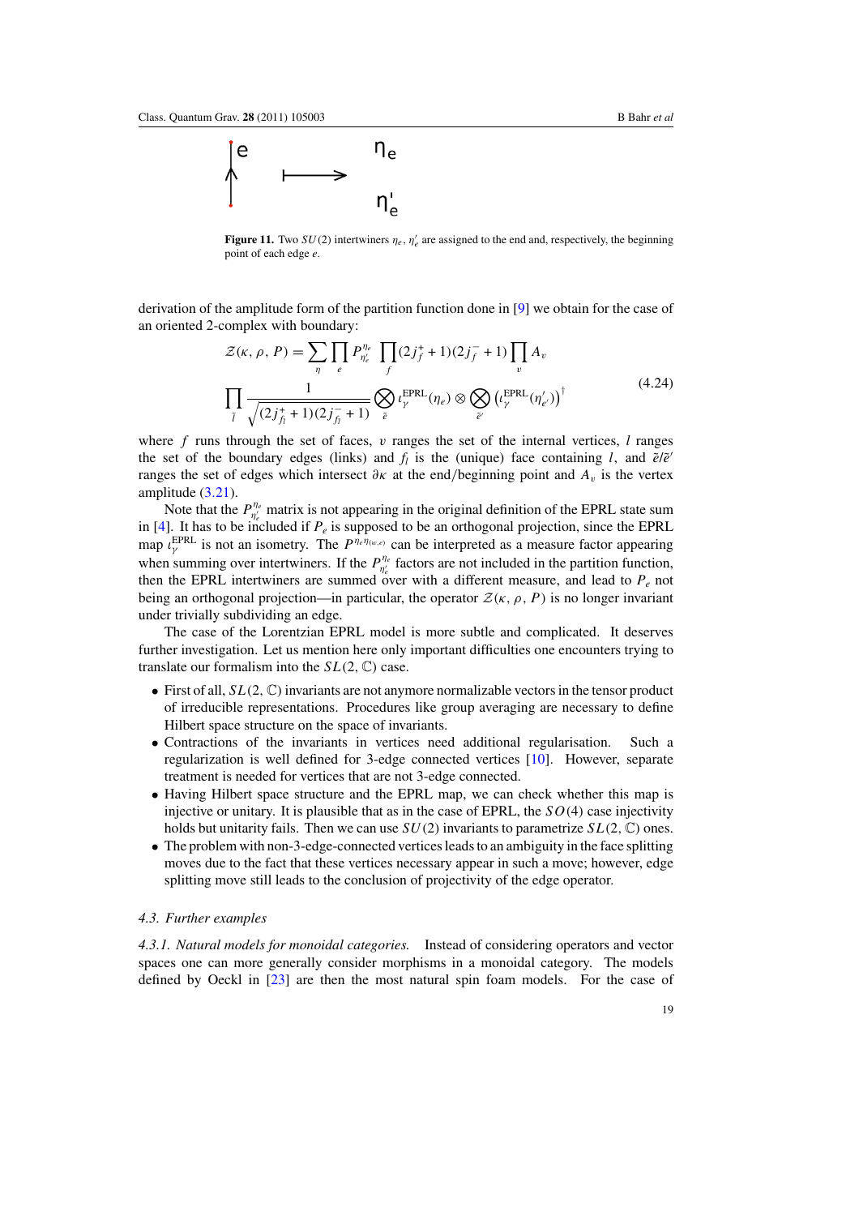**Figure 11.** Two $SU(2)$ intertwiners $\eta_e$, $\eta'_e$ are assigned to the end and, respectively, the beginning point of each edge $e$.

derivation of the amplitude form of the partition function done in [9] we obtain for the case of an oriented 2-complex with boundary:

$$
\begin{aligned}
\mathcal{Z}(\kappa,\rho,P) = \sum_{\eta} \prod_{e} P^{\eta_e}_{\eta'_e} \prod_{f} (2j^+_f + 1)(2j^-_f + 1) \prod_{v} A_v \\
\prod_{\bar{l}} \frac{1}{\sqrt{(2j^+_{f_{\bar{l}}}+1)(2j^-_{f_{\bar{l}}}+1)}} \bigotimes_{\bar{e}} \iota^{\mathrm{EPRL}}_{\gamma}(\eta_e) \otimes \bigotimes_{\bar{e}'} \left(\iota^{\mathrm{EPRL}}_{\gamma}(\eta'_{e'})\right)^{\dagger}
\end{aligned}
\tag{4.24}
$$

where $f$ runs through the set of faces, $v$ ranges the set of the internal vertices, $l$ ranges the set of the boundary edges (links) and $f_l$ is the (unique) face containing $l$, and $\bar{e}/\bar{e}'$ ranges the set of edges which intersect $\partial\kappa$ at the end/beginning point and $A_v$ is the vertex amplitude (3.21).

Note that the $P^{\eta_e}_{\eta'_e}$ matrix is not appearing in the original definition of the EPRL state sum in [4]. It has to be included if $P_e$ is supposed to be an orthogonal projection, since the EPRL map $\iota^{\mathrm{EPRL}}_{\gamma}$ is not an isometry. The $P^{\eta_e\eta_{(w,e)}}$ can be interpreted as a measure factor appearing when summing over intertwiners. If the $P^{\eta_e}_{\eta'_e}$ factors are not included in the partition function, then the EPRL intertwiners are summed over with a different measure, and lead to $P_e$ not being an orthogonal projection—in particular, the operator $\mathcal{Z}(\kappa,\rho,P)$ is no longer invariant under trivially subdividing an edge.

The case of the Lorentzian EPRL model is more subtle and complicated. It deserves further investigation. Let us mention here only important difficulties one encounters trying to translate our formalism into the $SL(2,\mathbb{C})$ case.

- First of all, $SL(2,\mathbb{C})$ invariants are not anymore normalizable vectors in the tensor product of irreducible representations. Procedures like group averaging are necessary to define Hilbert space structure on the space of invariants.
- Contractions of the invariants in vertices need additional regularisation. Such a regularization is well defined for 3-edge connected vertices [10]. However, separate treatment is needed for vertices that are not 3-edge connected.
- Having Hilbert space structure and the EPRL map, we can check whether this map is injective or unitary. It is plausible that as in the case of EPRL, the $SO(4)$ case injectivity holds but unitarity fails. Then we can use $SU(2)$ invariants to parametrize $SL(2,\mathbb{C})$ ones.
- The problem with non-3-edge-connected vertices leads to an ambiguity in the face splitting moves due to the fact that these vertices necessary appear in such a move; however, edge splitting move still leads to the conclusion of projectivity of the edge operator.

### 4.3. Further examples

*4.3.1. Natural models for monoidal categories.* Instead of considering operators and vector spaces one can more generally consider morphisms in a monoidal category. The models defined by Oeckl in [23] are then the most natural spin foam models. For the case of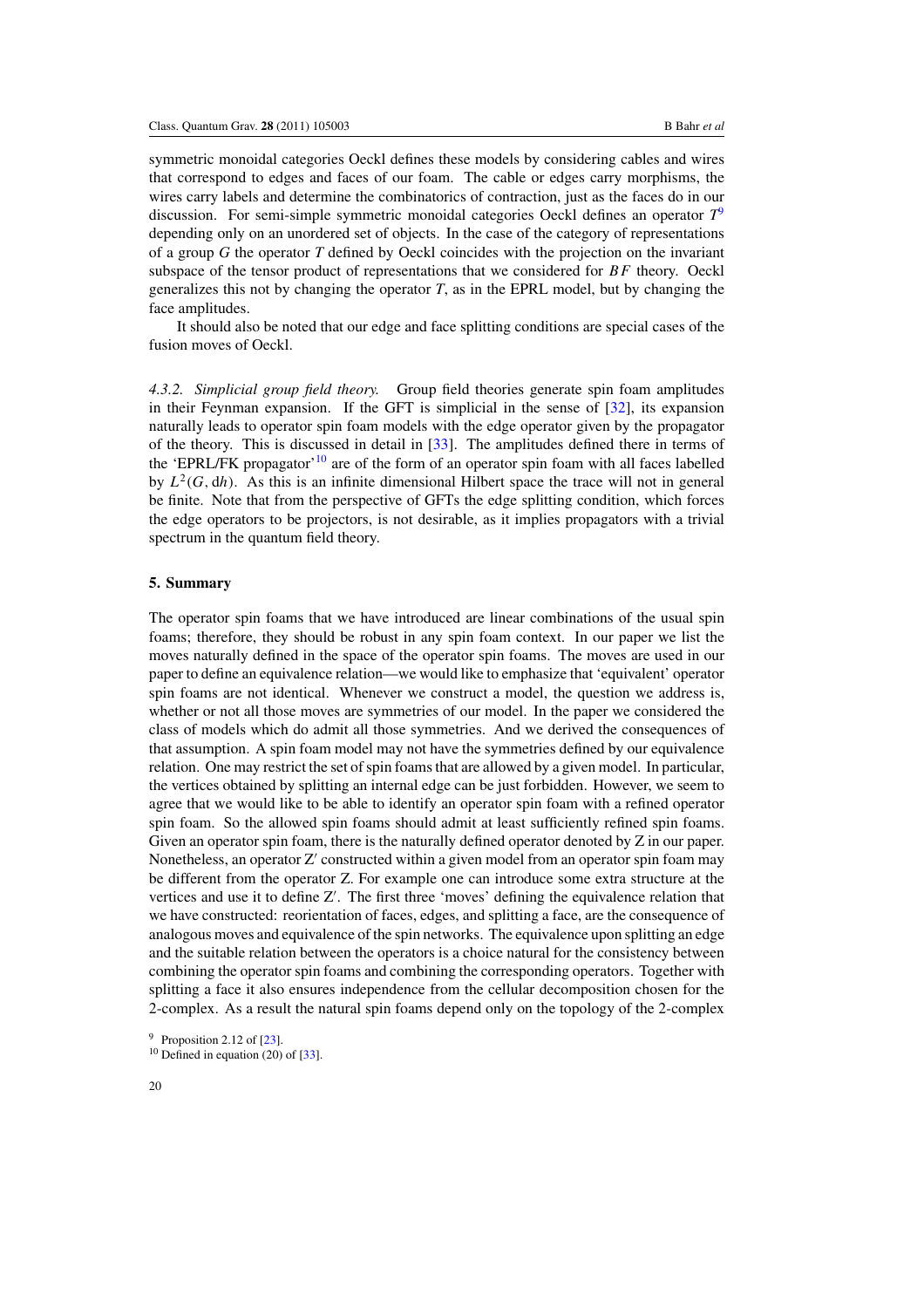symmetric monoidal categories Oeckl defines these models by considering cables and wires that correspond to edges and faces of our foam. The cable or edges carry morphisms, the wires carry labels and determine the combinatorics of contraction, just as the faces do in our discussion. For semi-simple symmetric monoidal categories Oeckl defines an operator $T$[9] depending only on an unordered set of objects. In the case of the category of representations of a group $G$ the operator $T$ defined by Oeckl coincides with the projection on the invariant subspace of the tensor product of representations that we considered for $BF$ theory. Oeckl generalizes this not by changing the operator $T$, as in the EPRL model, but by changing the face amplitudes.

It should also be noted that our edge and face splitting conditions are special cases of the fusion moves of Oeckl.

*4.3.2. Simplicial group field theory.* Group field theories generate spin foam amplitudes in their Feynman expansion. If the GFT is simplicial in the sense of [32], its expansion naturally leads to operator spin foam models with the edge operator given by the propagator of the theory. This is discussed in detail in [33]. The amplitudes defined there in terms of the 'EPRL/FK propagator'[10] are of the form of an operator spin foam with all faces labelled by $L^2(G, \mathrm{d}h)$. As this is an infinite dimensional Hilbert space the trace will not in general be finite. Note that from the perspective of GFTs the edge splitting condition, which forces the edge operators to be projectors, is not desirable, as it implies propagators with a trivial spectrum in the quantum field theory.

## 5. Summary

The operator spin foams that we have introduced are linear combinations of the usual spin foams; therefore, they should be robust in any spin foam context. In our paper we list the moves naturally defined in the space of the operator spin foams. The moves are used in our paper to define an equivalence relation—we would like to emphasize that 'equivalent' operator spin foams are not identical. Whenever we construct a model, the question we address is, whether or not all those moves are symmetries of our model. In the paper we considered the class of models which do admit all those symmetries. And we derived the consequences of that assumption. A spin foam model may not have the symmetries defined by our equivalence relation. One may restrict the set of spin foams that are allowed by a given model. In particular, the vertices obtained by splitting an internal edge can be just forbidden. However, we seem to agree that we would like to be able to identify an operator spin foam with a refined operator spin foam. So the allowed spin foams should admit at least sufficiently refined spin foams. Given an operator spin foam, there is the naturally defined operator denoted by Z in our paper. Nonetheless, an operator Z′ constructed within a given model from an operator spin foam may be different from the operator Z. For example one can introduce some extra structure at the vertices and use it to define Z′. The first three 'moves' defining the equivalence relation that we have constructed: reorientation of faces, edges, and splitting a face, are the consequence of analogous moves and equivalence of the spin networks. The equivalence upon splitting an edge and the suitable relation between the operators is a choice natural for the consistency between combining the operator spin foams and combining the corresponding operators. Together with splitting a face it also ensures independence from the cellular decomposition chosen for the 2-complex. As a result the natural spin foams depend only on the topology of the 2-complex

[9] Proposition 2.12 of [23].

[10] Defined in equation (20) of [33].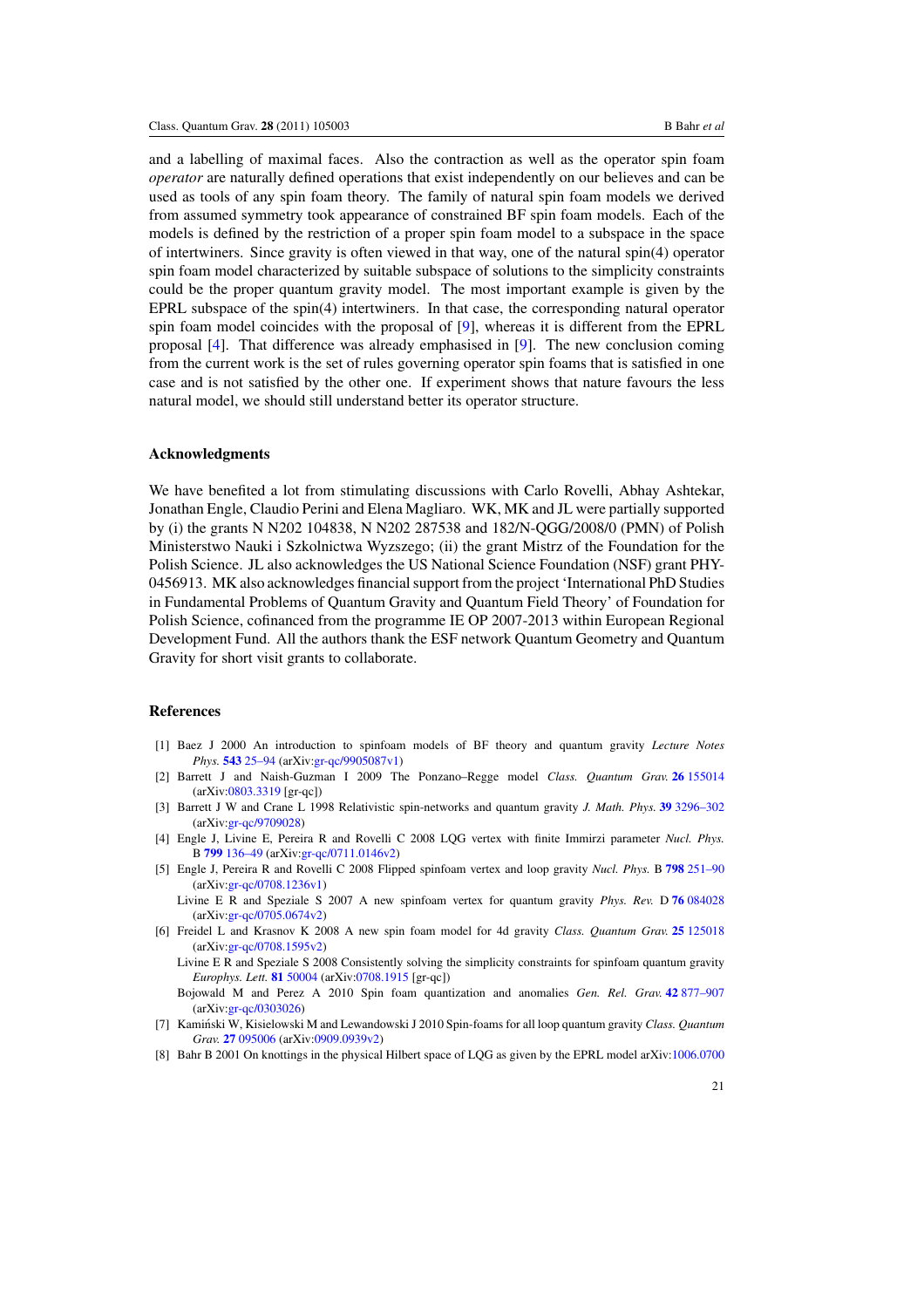and a labelling of maximal faces. Also the contraction as well as the operator spin foam *operator* are naturally defined operations that exist independently on our believes and can be used as tools of any spin foam theory. The family of natural spin foam models we derived from assumed symmetry took appearance of constrained BF spin foam models. Each of the models is defined by the restriction of a proper spin foam model to a subspace in the space of intertwiners. Since gravity is often viewed in that way, one of the natural spin(4) operator spin foam model characterized by suitable subspace of solutions to the simplicity constraints could be the proper quantum gravity model. The most important example is given by the EPRL subspace of the spin(4) intertwiners. In that case, the corresponding natural operator spin foam model coincides with the proposal of [9], whereas it is different from the EPRL proposal [4]. That difference was already emphasised in [9]. The new conclusion coming from the current work is the set of rules governing operator spin foams that is satisfied in one case and is not satisfied by the other one. If experiment shows that nature favours the less natural model, we should still understand better its operator structure.

## Acknowledgments

We have benefited a lot from stimulating discussions with Carlo Rovelli, Abhay Ashtekar, Jonathan Engle, Claudio Perini and Elena Magliaro. WK, MK and JL were partially supported by (i) the grants N N202 104838, N N202 287538 and 182/N-QGG/2008/0 (PMN) of Polish Ministerstwo Nauki i Szkolnictwa Wyzszego; (ii) the grant Mistrz of the Foundation for the Polish Science. JL also acknowledges the US National Science Foundation (NSF) grant PHY-0456913. MK also acknowledges financial support from the project 'International PhD Studies in Fundamental Problems of Quantum Gravity and Quantum Field Theory' of Foundation for Polish Science, cofinanced from the programme IE OP 2007-2013 within European Regional Development Fund. All the authors thank the ESF network Quantum Geometry and Quantum Gravity for short visit grants to collaborate.

## References

[1] Baez J 2000 An introduction to spinfoam models of BF theory and quantum gravity *Lecture Notes Phys.* **543** 25–94 (arXiv:gr-qc/9905087v1)

[2] Barrett J and Naish-Guzman I 2009 The Ponzano–Regge model *Class. Quantum Grav.* **26** 155014 (arXiv:0803.3319 [gr-qc])

[3] Barrett J W and Crane L 1998 Relativistic spin-networks and quantum gravity *J. Math. Phys.* **39** 3296–302 (arXiv:gr-qc/9709028)

[4] Engle J, Livine E, Pereira R and Rovelli C 2008 LQG vertex with finite Immirzi parameter *Nucl. Phys.* B **799** 136–49 (arXiv:gr-qc/0711.0146v2)

[5] Engle J, Pereira R and Rovelli C 2008 Flipped spinfoam vertex and loop gravity *Nucl. Phys.* B **798** 251–90 (arXiv:gr-qc/0708.1236v1)

Livine E R and Speziale S 2007 A new spinfoam vertex for quantum gravity *Phys. Rev.* D **76** 084028 (arXiv:gr-qc/0705.0674v2)

[6] Freidel L and Krasnov K 2008 A new spin foam model for 4d gravity *Class. Quantum Grav.* **25** 125018 (arXiv:gr-qc/0708.1595v2)

Livine E R and Speziale S 2008 Consistently solving the simplicity constraints for spinfoam quantum gravity *Europhys. Lett.* **81** 50004 (arXiv:0708.1915 [gr-qc])

Bojowald M and Perez A 2010 Spin foam quantization and anomalies *Gen. Rel. Grav.* **42** 877–907 (arXiv:gr-qc/0303026)

[7] Kamiński W, Kisielowski M and Lewandowski J 2010 Spin-foams for all loop quantum gravity *Class. Quantum Grav.* **27** 095006 (arXiv:0909.0939v2)

[8] Bahr B 2001 On knottings in the physical Hilbert space of LQG as given by the EPRL model arXiv:1006.0700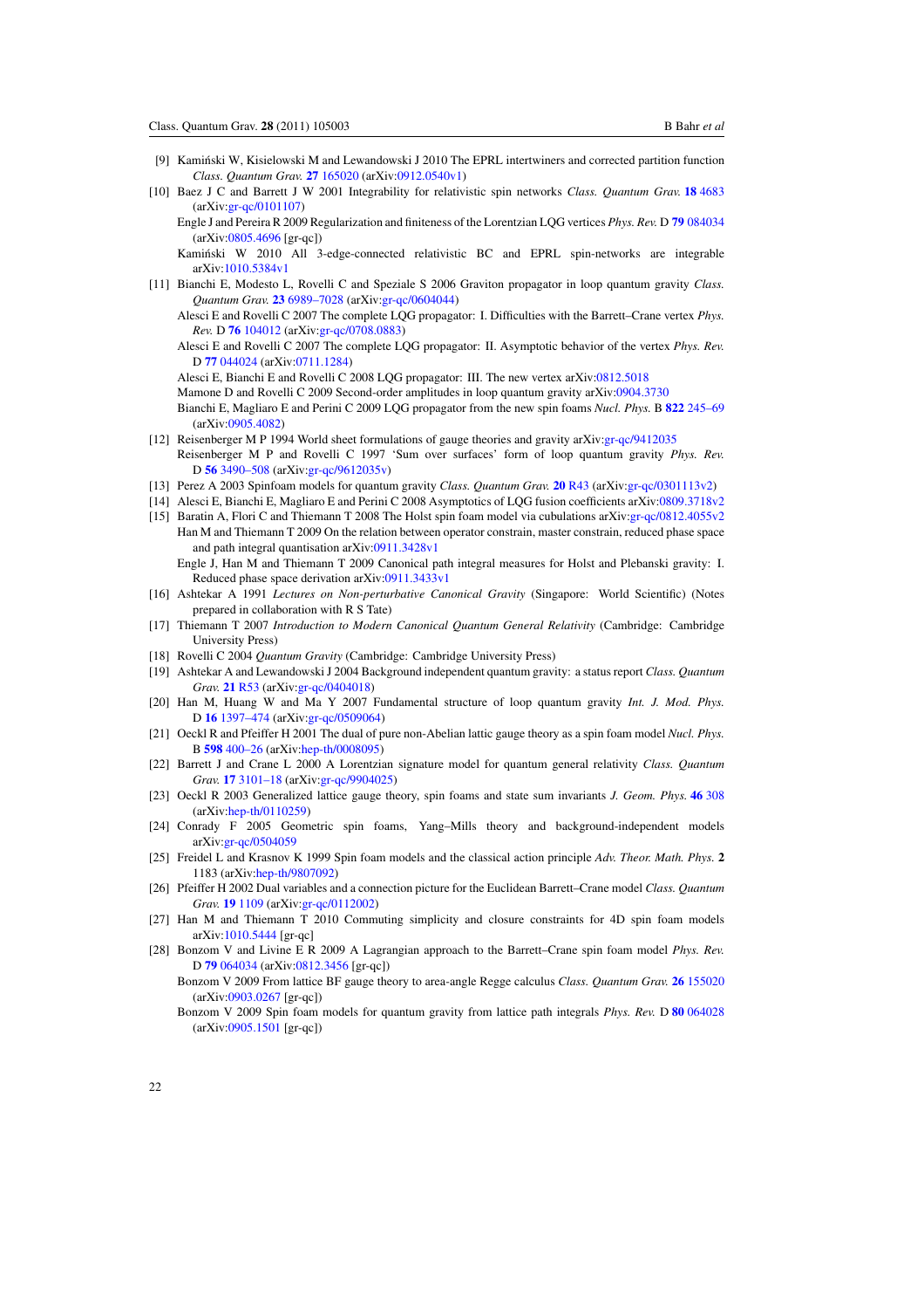[9] Kamiński W, Kisielowski M and Lewandowski J 2010 The EPRL intertwiners and corrected partition function *Class. Quantum Grav.* **27** 165020 (arXiv:0912.0540v1)

[10] Baez J C and Barrett J W 2001 Integrability for relativistic spin networks *Class. Quantum Grav.* **18** 4683 (arXiv:gr-qc/0101107)
Engle J and Pereira R 2009 Regularization and finiteness of the Lorentzian LQG vertices *Phys. Rev.* D **79** 084034 (arXiv:0805.4696 [gr-qc])
Kamiński W 2010 All 3-edge-connected relativistic BC and EPRL spin-networks are integrable arXiv:1010.5384v1

[11] Bianchi E, Modesto L, Rovelli C and Speziale S 2006 Graviton propagator in loop quantum gravity *Class. Quantum Grav.* **23** 6989–7028 (arXiv:gr-qc/0604044)
Alesci E and Rovelli C 2007 The complete LQG propagator: I. Difficulties with the Barrett–Crane vertex *Phys. Rev.* D **76** 104012 (arXiv:gr-qc/0708.0883)
Alesci E and Rovelli C 2007 The complete LQG propagator: II. Asymptotic behavior of the vertex *Phys. Rev.* D **77** 044024 (arXiv:0711.1284)
Alesci E, Bianchi E and Rovelli C 2008 LQG propagator: III. The new vertex arXiv:0812.5018
Mamone D and Rovelli C 2009 Second-order amplitudes in loop quantum gravity arXiv:0904.3730
Bianchi E, Magliaro E and Perini C 2009 LQG propagator from the new spin foams *Nucl. Phys.* B **822** 245–69 (arXiv:0905.4082)

[12] Reisenberger M P 1994 World sheet formulations of gauge theories and gravity arXiv:gr-qc/9412035
Reisenberger M P and Rovelli C 1997 'Sum over surfaces' form of loop quantum gravity *Phys. Rev.* D **56** 3490–508 (arXiv:gr-qc/9612035v)

[13] Perez A 2003 Spinfoam models for quantum gravity *Class. Quantum Grav.* **20** R43 (arXiv:gr-qc/0301113v2)

[14] Alesci E, Bianchi E, Magliaro E and Perini C 2008 Asymptotics of LQG fusion coefficients arXiv:0809.3718v2

[15] Baratin A, Flori C and Thiemann T 2008 The Holst spin foam model via cubulations arXiv:gr-qc/0812.4055v2
Han M and Thiemann T 2009 On the relation between operator constrain, master constrain, reduced phase space and path integral quantisation arXiv:0911.3428v1
Engle J, Han M and Thiemann T 2009 Canonical path integral measures for Holst and Plebanski gravity: I. Reduced phase space derivation arXiv:0911.3433v1

[16] Ashtekar A 1991 *Lectures on Non-perturbative Canonical Gravity* (Singapore: World Scientific) (Notes prepared in collaboration with R S Tate)

[17] Thiemann T 2007 *Introduction to Modern Canonical Quantum General Relativity* (Cambridge: Cambridge University Press)

[18] Rovelli C 2004 *Quantum Gravity* (Cambridge: Cambridge University Press)

[19] Ashtekar A and Lewandowski J 2004 Background independent quantum gravity: a status report *Class. Quantum Grav.* **21** R53 (arXiv:gr-qc/0404018)

[20] Han M, Huang W and Ma Y 2007 Fundamental structure of loop quantum gravity *Int. J. Mod. Phys.* D **16** 1397–474 (arXiv:gr-qc/0509064)

[21] Oeckl R and Pfeiffer H 2001 The dual of pure non-Abelian lattice gauge theory as a spin foam model *Nucl. Phys.* B **598** 400–26 (arXiv:hep-th/0008095)

[22] Barrett J and Crane L 2000 A Lorentzian signature model for quantum general relativity *Class. Quantum Grav.* **17** 3101–18 (arXiv:gr-qc/9904025)

[23] Oeckl R 2003 Generalized lattice gauge theory, spin foams and state sum invariants *J. Geom. Phys.* **46** 308 (arXiv:hep-th/0110259)

[24] Conrady F 2005 Geometric spin foams, Yang–Mills theory and background-independent models arXiv:gr-qc/0504059

[25] Freidel L and Krasnov K 1999 Spin foam models and the classical action principle *Adv. Theor. Math. Phys.* **2** 1183 (arXiv:hep-th/9807092)

[26] Pfeiffer H 2002 Dual variables and a connection picture for the Euclidean Barrett–Crane model *Class. Quantum Grav.* **19** 1109 (arXiv:gr-qc/0112002)

[27] Han M and Thiemann T 2010 Commuting simplicity and closure constraints for 4D spin foam models arXiv:1010.5444 [gr-qc]

[28] Bonzom V and Livine E R 2009 A Lagrangian approach to the Barrett–Crane spin foam model *Phys. Rev.* D **79** 064034 (arXiv:0812.3456 [gr-qc])
Bonzom V 2009 From lattice BF gauge theory to area-angle Regge calculus *Class. Quantum Grav.* **26** 155020 (arXiv:0903.0267 [gr-qc])
Bonzom V 2009 Spin foam models for quantum gravity from lattice path integrals *Phys. Rev.* D **80** 064028 (arXiv:0905.1501 [gr-qc])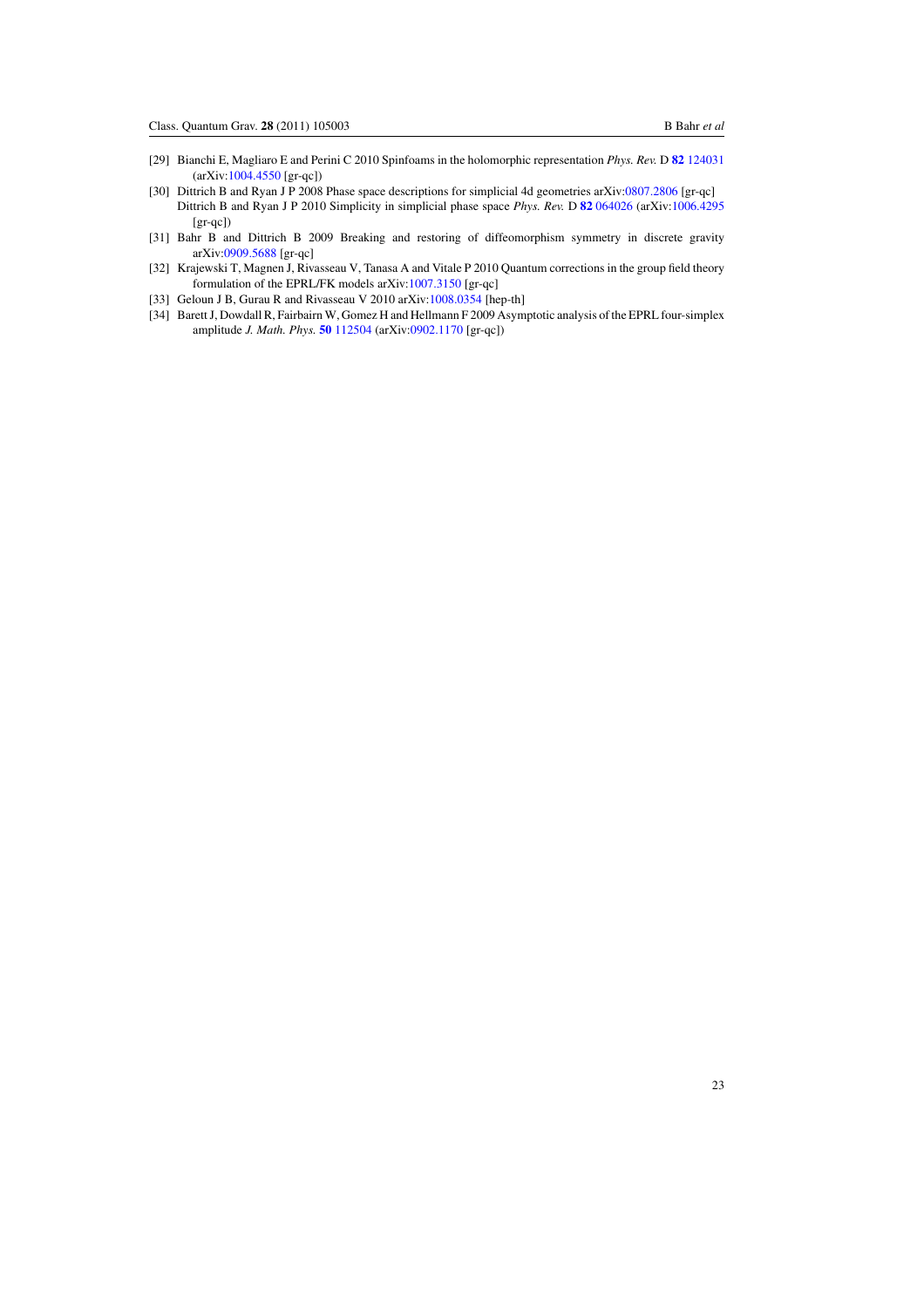[29] Bianchi E, Magliaro E and Perini C 2010 Spinfoams in the holomorphic representation *Phys. Rev.* D **82** 124031 (arXiv:1004.4550 [gr-qc])

[30] Dittrich B and Ryan J P 2008 Phase space descriptions for simplicial 4d geometries arXiv:0807.2806 [gr-qc]
Dittrich B and Ryan J P 2010 Simplicity in simplicial phase space *Phys. Rev.* D **82** 064026 (arXiv:1006.4295 [gr-qc])

[31] Bahr B and Dittrich B 2009 Breaking and restoring of diffeomorphism symmetry in discrete gravity arXiv:0909.5688 [gr-qc]

[32] Krajewski T, Magnen J, Rivasseau V, Tanasa A and Vitale P 2010 Quantum corrections in the group field theory formulation of the EPRL/FK models arXiv:1007.3150 [gr-qc]

[33] Geloun J B, Gurau R and Rivasseau V 2010 arXiv:1008.0354 [hep-th]

[34] Barett J, Dowdall R, Fairbairn W, Gomez H and Hellmann F 2009 Asymptotic analysis of the EPRL four-simplex amplitude *J. Math. Phys.* **50** 112504 (arXiv:0902.1170 [gr-qc])